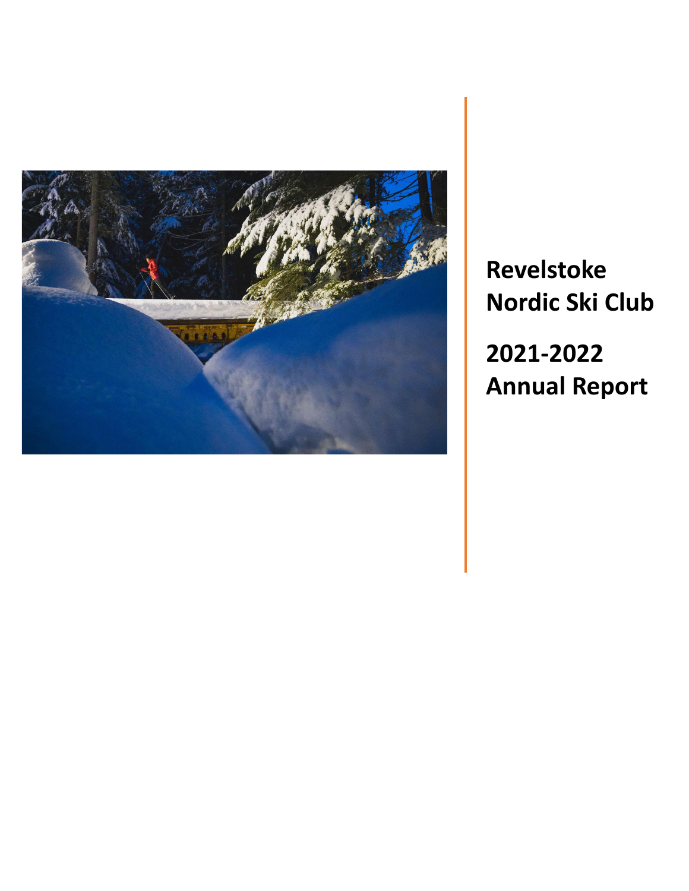# Revelstoke Nordic Ski Club

# 2021-2022 Annual Report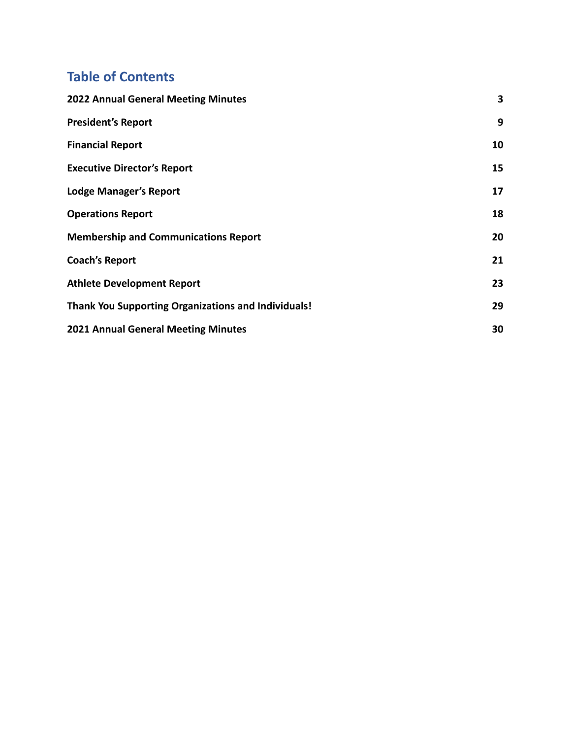## Table of Contents

| | |
|---|---|
| **2022 Annual General Meeting Minutes** | **3** |
| **President's Report** | **9** |
| **Financial Report** | **10** |
| **Executive Director's Report** | **15** |
| **Lodge Manager's Report** | **17** |
| **Operations Report** | **18** |
| **Membership and Communications Report** | **20** |
| **Coach's Report** | **21** |
| **Athlete Development Report** | **23** |
| **Thank You Supporting Organizations and Individuals!** | **29** |
| **2021 Annual General Meeting Minutes** | **30** |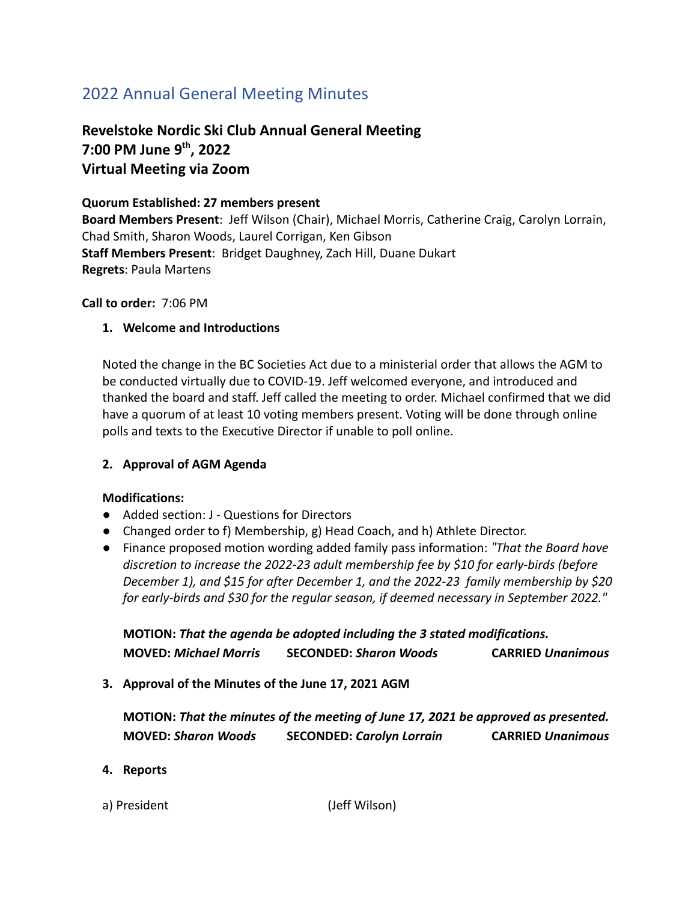# 2022 Annual General Meeting Minutes

## Revelstoke Nordic Ski Club Annual General Meeting
## 7:00 PM June 9th, 2022
## Virtual Meeting via Zoom

**Quorum Established: 27 members present**
**Board Members Present**: Jeff Wilson (Chair), Michael Morris, Catherine Craig, Carolyn Lorrain, Chad Smith, Sharon Woods, Laurel Corrigan, Ken Gibson
**Staff Members Present**: Bridget Daughney, Zach Hill, Duane Dukart
**Regrets**: Paula Martens

**Call to order:** 7:06 PM

1. **Welcome and Introductions**

   Noted the change in the BC Societies Act due to a ministerial order that allows the AGM to be conducted virtually due to COVID-19. Jeff welcomed everyone, and introduced and thanked the board and staff. Jeff called the meeting to order. Michael confirmed that we did have a quorum of at least 10 voting members present. Voting will be done through online polls and texts to the Executive Director if unable to poll online.

2. **Approval of AGM Agenda**

   **Modifications:**
   - Added section: J - Questions for Directors
   - Changed order to f) Membership, g) Head Coach, and h) Athlete Director.
   - Finance proposed motion wording added family pass information: *"That the Board have discretion to increase the 2022-23 adult membership fee by $10 for early-birds (before December 1), and $15 for after December 1, and the 2022-23 family membership by $20 for early-birds and $30 for the regular season, if deemed necessary in September 2022."*

   **MOTION:** ***That the agenda be adopted including the 3 stated modifications.***
   **MOVED:** ***Michael Morris*** **SECONDED:** ***Sharon Woods*** **CARRIED** ***Unanimous***

3. **Approval of the Minutes of the June 17, 2021 AGM**

   **MOTION:** ***That the minutes of the meeting of June 17, 2021 be approved as presented.***
   **MOVED:** ***Sharon Woods*** **SECONDED:** ***Carolyn Lorrain*** **CARRIED** ***Unanimous***

4. **Reports**

a) President (Jeff Wilson)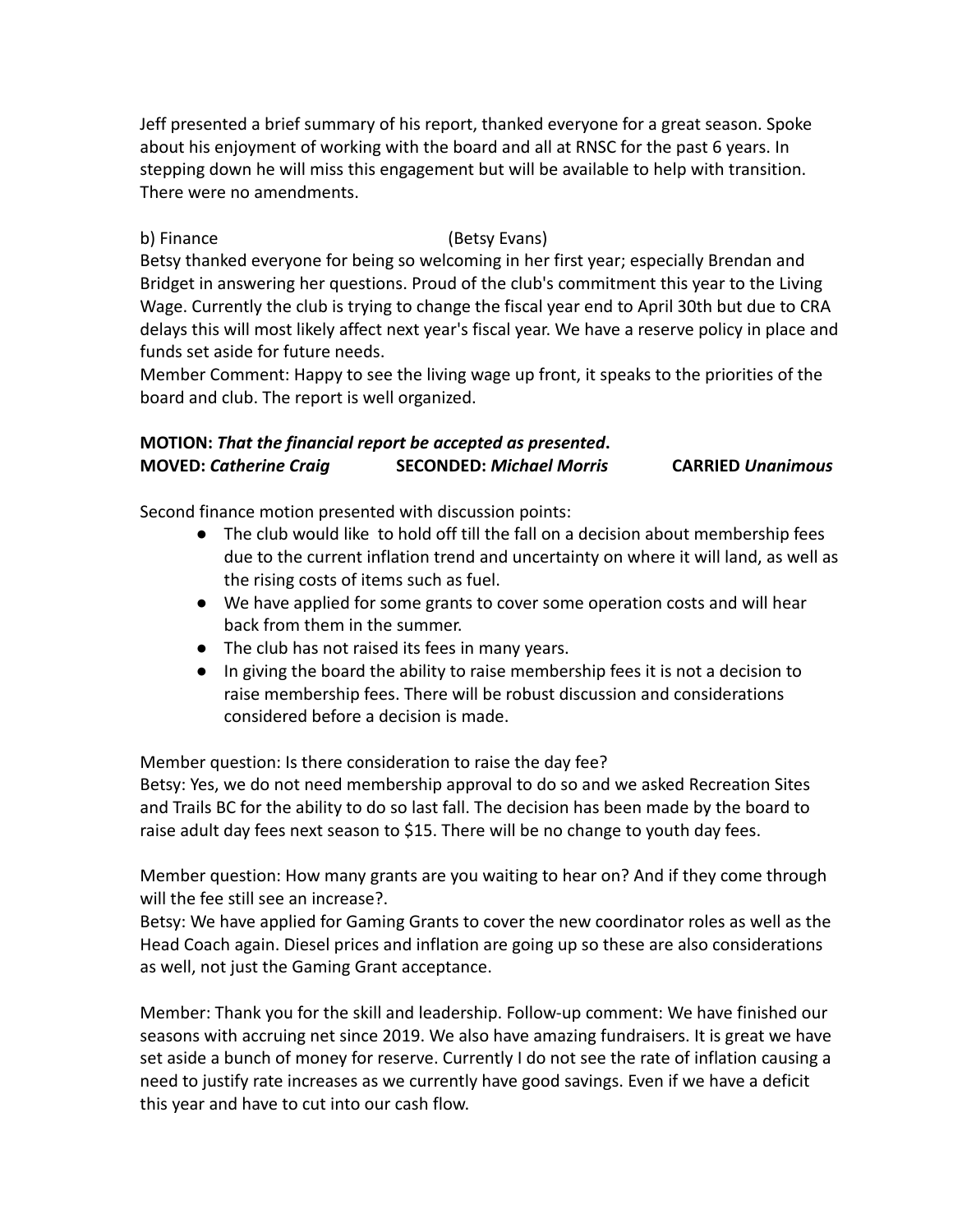Jeff presented a brief summary of his report, thanked everyone for a great season. Spoke about his enjoyment of working with the board and all at RNSC for the past 6 years. In stepping down he will miss this engagement but will be available to help with transition. There were no amendments.

b) Finance (Betsy Evans)

Betsy thanked everyone for being so welcoming in her first year; especially Brendan and Bridget in answering her questions. Proud of the club's commitment this year to the Living Wage. Currently the club is trying to change the fiscal year end to April 30th but due to CRA delays this will most likely affect next year's fiscal year. We have a reserve policy in place and funds set aside for future needs.

Member Comment: Happy to see the living wage up front, it speaks to the priorities of the board and club. The report is well organized.

**MOTION:** ***That the financial report be accepted as presented*****.**
**MOVED:** ***Catherine Craig*** **SECONDED:** ***Michael Morris*** **CARRIED** ***Unanimous***

Second finance motion presented with discussion points:

- The club would like to hold off till the fall on a decision about membership fees due to the current inflation trend and uncertainty on where it will land, as well as the rising costs of items such as fuel.
- We have applied for some grants to cover some operation costs and will hear back from them in the summer.
- The club has not raised its fees in many years.
- In giving the board the ability to raise membership fees it is not a decision to raise membership fees. There will be robust discussion and considerations considered before a decision is made.

Member question: Is there consideration to raise the day fee?

Betsy: Yes, we do not need membership approval to do so and we asked Recreation Sites and Trails BC for the ability to do so last fall. The decision has been made by the board to raise adult day fees next season to $15. There will be no change to youth day fees.

Member question: How many grants are you waiting to hear on? And if they come through will the fee still see an increase?.

Betsy: We have applied for Gaming Grants to cover the new coordinator roles as well as the Head Coach again. Diesel prices and inflation are going up so these are also considerations as well, not just the Gaming Grant acceptance.

Member: Thank you for the skill and leadership. Follow-up comment: We have finished our seasons with accruing net since 2019. We also have amazing fundraisers. It is great we have set aside a bunch of money for reserve. Currently I do not see the rate of inflation causing a need to justify rate increases as we currently have good savings. Even if we have a deficit this year and have to cut into our cash flow.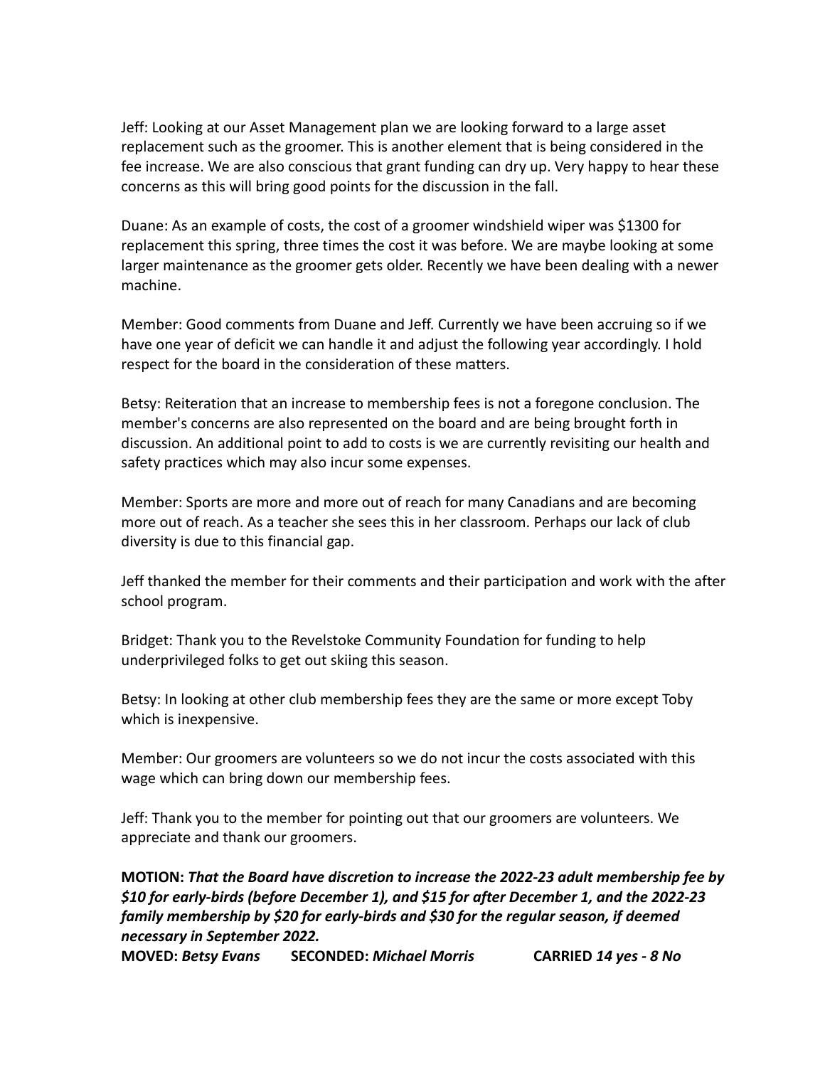Jeff: Looking at our Asset Management plan we are looking forward to a large asset replacement such as the groomer. This is another element that is being considered in the fee increase. We are also conscious that grant funding can dry up. Very happy to hear these concerns as this will bring good points for the discussion in the fall.

Duane: As an example of costs, the cost of a groomer windshield wiper was $1300 for replacement this spring, three times the cost it was before. We are maybe looking at some larger maintenance as the groomer gets older. Recently we have been dealing with a newer machine.

Member: Good comments from Duane and Jeff. Currently we have been accruing so if we have one year of deficit we can handle it and adjust the following year accordingly. I hold respect for the board in the consideration of these matters.

Betsy: Reiteration that an increase to membership fees is not a foregone conclusion. The member's concerns are also represented on the board and are being brought forth in discussion. An additional point to add to costs is we are currently revisiting our health and safety practices which may also incur some expenses.

Member: Sports are more and more out of reach for many Canadians and are becoming more out of reach. As a teacher she sees this in her classroom. Perhaps our lack of club diversity is due to this financial gap.

Jeff thanked the member for their comments and their participation and work with the after school program.

Bridget: Thank you to the Revelstoke Community Foundation for funding to help underprivileged folks to get out skiing this season.

Betsy: In looking at other club membership fees they are the same or more except Toby which is inexpensive.

Member: Our groomers are volunteers so we do not incur the costs associated with this wage which can bring down our membership fees.

Jeff: Thank you to the member for pointing out that our groomers are volunteers. We appreciate and thank our groomers.

**MOTION:** ***That the Board have discretion to increase the 2022-23 adult membership fee by $10 for early-birds (before December 1), and $15 for after December 1, and the 2022-23 family membership by $20 for early-birds and $30 for the regular season, if deemed necessary in September 2022.***
**MOVED:** ***Betsy Evans*** **SECONDED:** ***Michael Morris*** **CARRIED** ***14 yes - 8 No***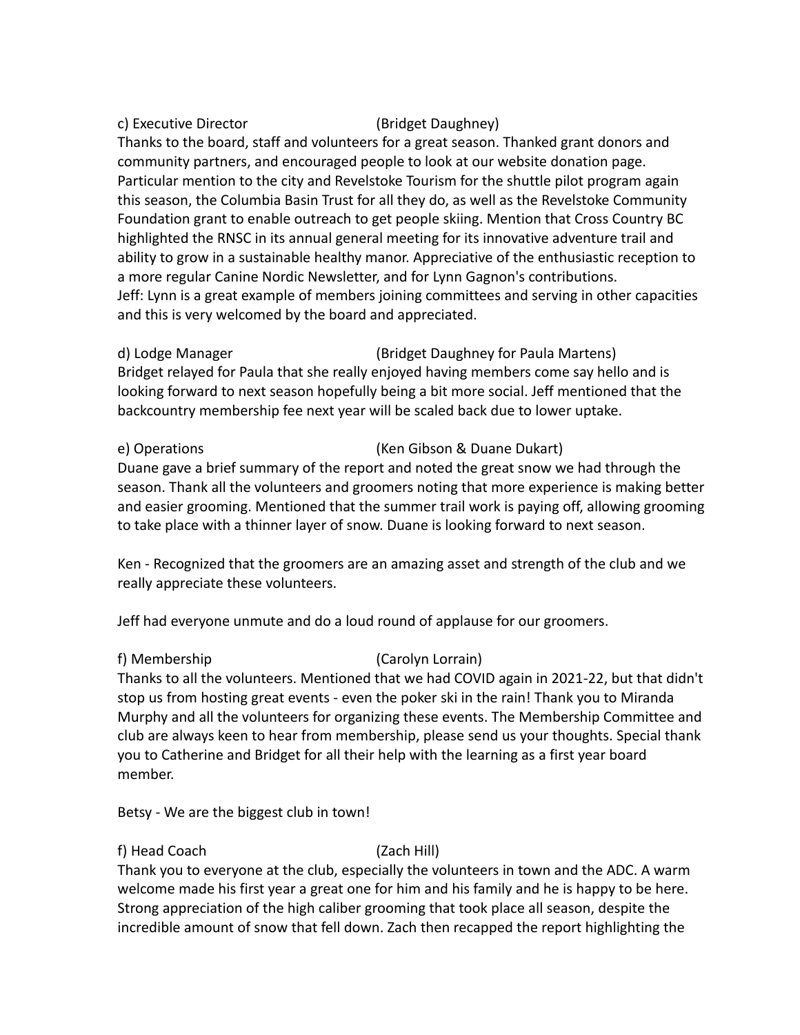c) Executive Director (Bridget Daughney)

Thanks to the board, staff and volunteers for a great season. Thanked grant donors and community partners, and encouraged people to look at our website donation page. Particular mention to the city and Revelstoke Tourism for the shuttle pilot program again this season, the Columbia Basin Trust for all they do, as well as the Revelstoke Community Foundation grant to enable outreach to get people skiing. Mention that Cross Country BC highlighted the RNSC in its annual general meeting for its innovative adventure trail and ability to grow in a sustainable healthy manor. Appreciative of the enthusiastic reception to a more regular Canine Nordic Newsletter, and for Lynn Gagnon's contributions.
Jeff: Lynn is a great example of members joining committees and serving in other capacities and this is very welcomed by the board and appreciated.

d) Lodge Manager (Bridget Daughney for Paula Martens)

Bridget relayed for Paula that she really enjoyed having members come say hello and is looking forward to next season hopefully being a bit more social. Jeff mentioned that the backcountry membership fee next year will be scaled back due to lower uptake.

e) Operations (Ken Gibson & Duane Dukart)

Duane gave a brief summary of the report and noted the great snow we had through the season. Thank all the volunteers and groomers noting that more experience is making better and easier grooming. Mentioned that the summer trail work is paying off, allowing grooming to take place with a thinner layer of snow. Duane is looking forward to next season.

Ken - Recognized that the groomers are an amazing asset and strength of the club and we really appreciate these volunteers.

Jeff had everyone unmute and do a loud round of applause for our groomers.

f) Membership (Carolyn Lorrain)

Thanks to all the volunteers. Mentioned that we had COVID again in 2021-22, but that didn't stop us from hosting great events - even the poker ski in the rain! Thank you to Miranda Murphy and all the volunteers for organizing these events. The Membership Committee and club are always keen to hear from membership, please send us your thoughts. Special thank you to Catherine and Bridget for all their help with the learning as a first year board member.

Betsy - We are the biggest club in town!

f) Head Coach (Zach Hill)

Thank you to everyone at the club, especially the volunteers in town and the ADC. A warm welcome made his first year a great one for him and his family and he is happy to be here. Strong appreciation of the high caliber grooming that took place all season, despite the incredible amount of snow that fell down. Zach then recapped the report highlighting the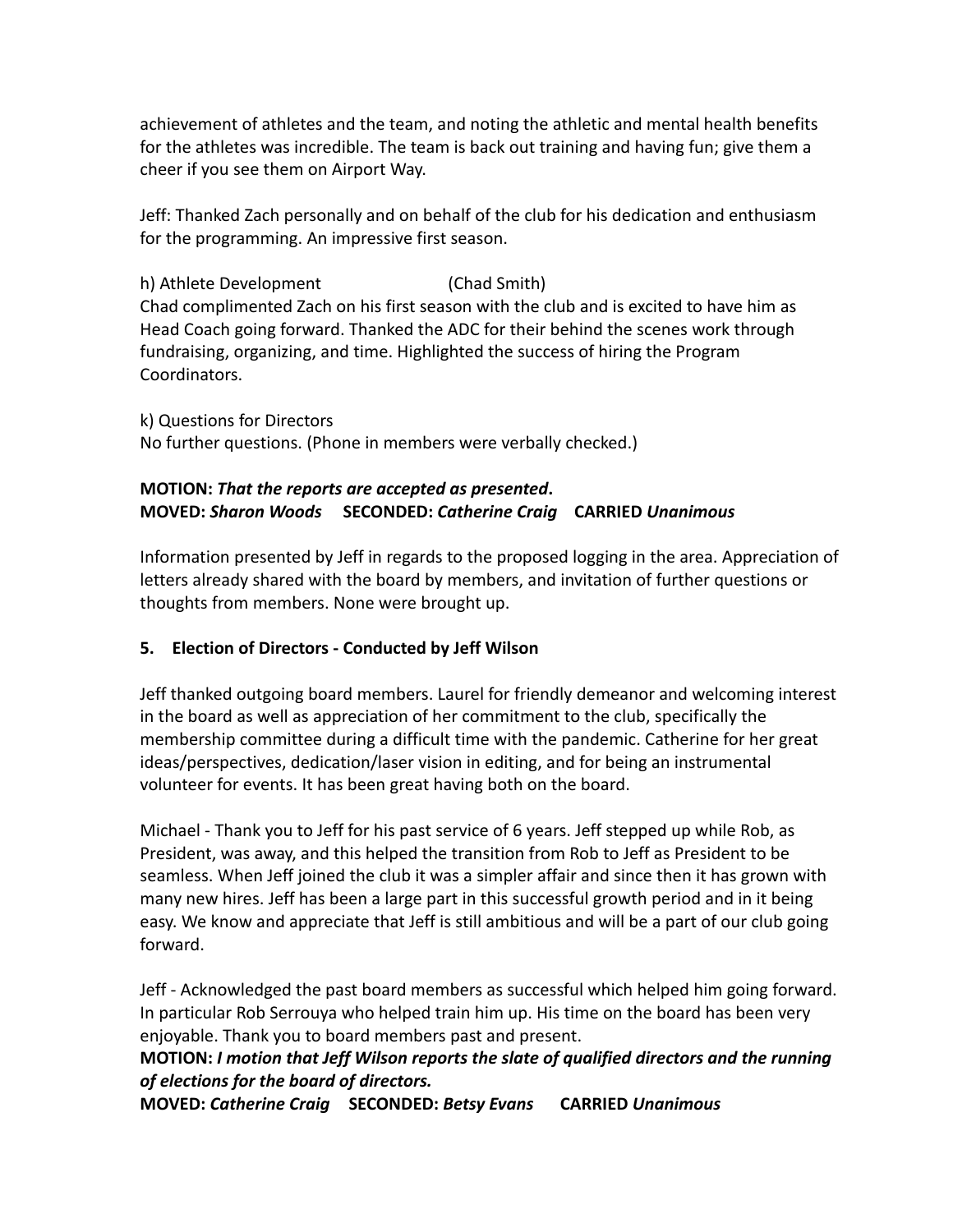achievement of athletes and the team, and noting the athletic and mental health benefits for the athletes was incredible. The team is back out training and having fun; give them a cheer if you see them on Airport Way.

Jeff: Thanked Zach personally and on behalf of the club for his dedication and enthusiasm for the programming. An impressive first season.

h) Athlete Development (Chad Smith)
Chad complimented Zach on his first season with the club and is excited to have him as Head Coach going forward. Thanked the ADC for their behind the scenes work through fundraising, organizing, and time. Highlighted the success of hiring the Program Coordinators.

k) Questions for Directors
No further questions. (Phone in members were verbally checked.)

**MOTION:** ***That the reports are accepted as presented*****.**
**MOVED:** ***Sharon Woods*** **SECONDED:** ***Catherine Craig*** **CARRIED** ***Unanimous***

Information presented by Jeff in regards to the proposed logging in the area. Appreciation of letters already shared with the board by members, and invitation of further questions or thoughts from members. None were brought up.

## 5. Election of Directors - Conducted by Jeff Wilson

Jeff thanked outgoing board members. Laurel for friendly demeanor and welcoming interest in the board as well as appreciation of her commitment to the club, specifically the membership committee during a difficult time with the pandemic. Catherine for her great ideas/perspectives, dedication/laser vision in editing, and for being an instrumental volunteer for events. It has been great having both on the board.

Michael - Thank you to Jeff for his past service of 6 years. Jeff stepped up while Rob, as President, was away, and this helped the transition from Rob to Jeff as President to be seamless. When Jeff joined the club it was a simpler affair and since then it has grown with many new hires. Jeff has been a large part in this successful growth period and in it being easy. We know and appreciate that Jeff is still ambitious and will be a part of our club going forward.

Jeff - Acknowledged the past board members as successful which helped him going forward. In particular Rob Serrouya who helped train him up. His time on the board has been very enjoyable. Thank you to board members past and present.

**MOTION:** ***I motion that Jeff Wilson reports the slate of qualified directors and the running of elections for the board of directors.***
**MOVED:** ***Catherine Craig*** **SECONDED:** ***Betsy Evans*** **CARRIED** ***Unanimous***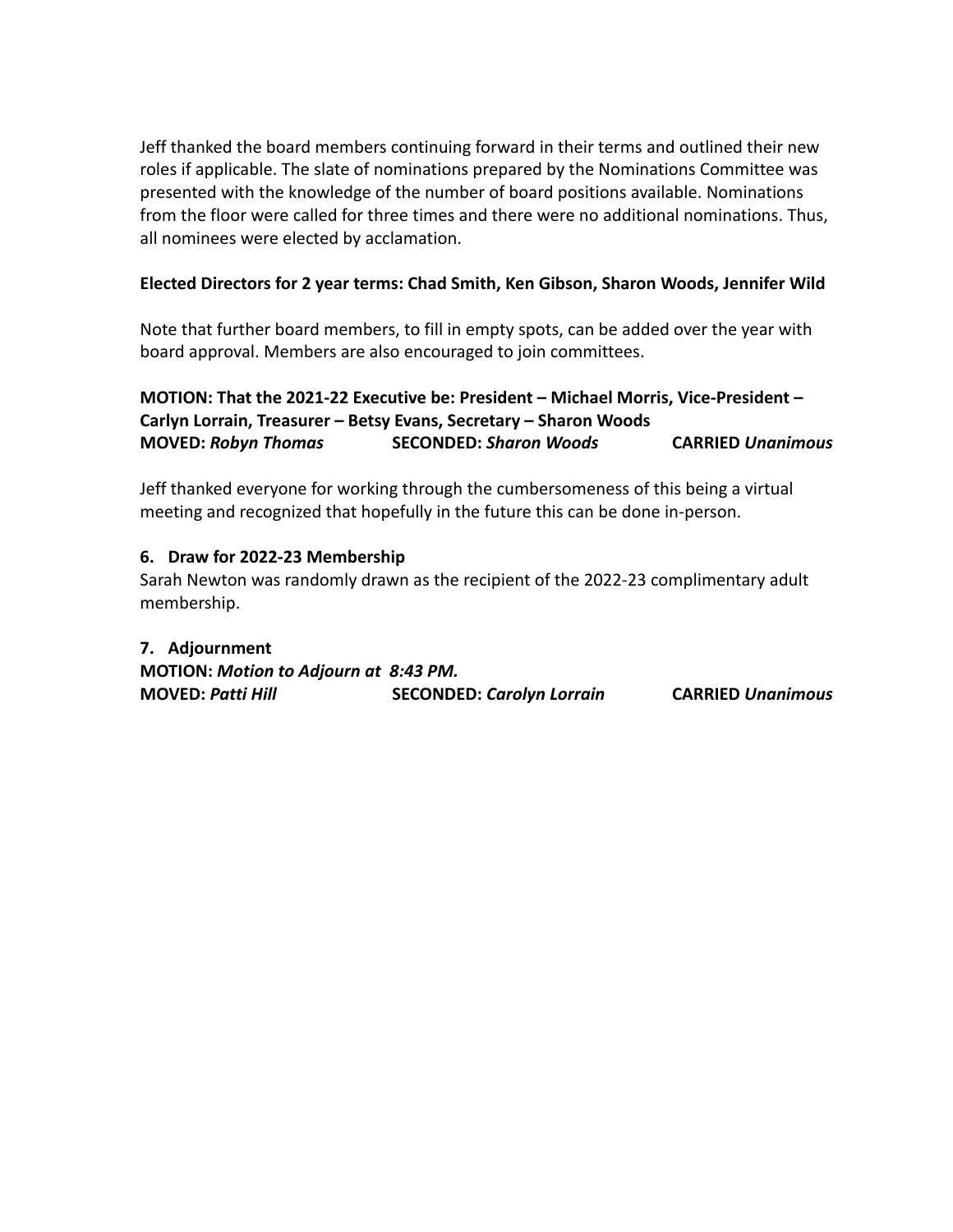Jeff thanked the board members continuing forward in their terms and outlined their new roles if applicable. The slate of nominations prepared by the Nominations Committee was presented with the knowledge of the number of board positions available. Nominations from the floor were called for three times and there were no additional nominations. Thus, all nominees were elected by acclamation.

**Elected Directors for 2 year terms: Chad Smith, Ken Gibson, Sharon Woods, Jennifer Wild**

Note that further board members, to fill in empty spots, can be added over the year with board approval. Members are also encouraged to join committees.

**MOTION: That the 2021-22 Executive be: President – Michael Morris, Vice-President – Carlyn Lorrain, Treasurer – Betsy Evans, Secretary – Sharon Woods**
**MOVED:** ***Robyn Thomas*** **SECONDED:** ***Sharon Woods*** **CARRIED** ***Unanimous***

Jeff thanked everyone for working through the cumbersomeness of this being a virtual meeting and recognized that hopefully in the future this can be done in-person.

### 6. Draw for 2022-23 Membership

Sarah Newton was randomly drawn as the recipient of the 2022-23 complimentary adult membership.

### 7. Adjournment

**MOTION:** ***Motion to Adjourn at 8:43 PM.***
**MOVED:** ***Patti Hill*** **SECONDED:** ***Carolyn Lorrain*** **CARRIED** ***Unanimous***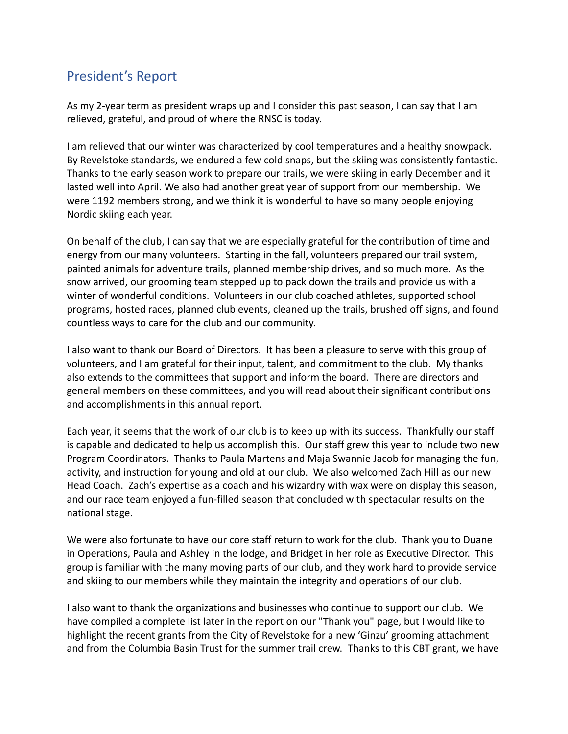## President's Report

As my 2-year term as president wraps up and I consider this past season, I can say that I am relieved, grateful, and proud of where the RNSC is today.

I am relieved that our winter was characterized by cool temperatures and a healthy snowpack. By Revelstoke standards, we endured a few cold snaps, but the skiing was consistently fantastic. Thanks to the early season work to prepare our trails, we were skiing in early December and it lasted well into April. We also had another great year of support from our membership. We were 1192 members strong, and we think it is wonderful to have so many people enjoying Nordic skiing each year.

On behalf of the club, I can say that we are especially grateful for the contribution of time and energy from our many volunteers. Starting in the fall, volunteers prepared our trail system, painted animals for adventure trails, planned membership drives, and so much more. As the snow arrived, our grooming team stepped up to pack down the trails and provide us with a winter of wonderful conditions. Volunteers in our club coached athletes, supported school programs, hosted races, planned club events, cleaned up the trails, brushed off signs, and found countless ways to care for the club and our community.

I also want to thank our Board of Directors. It has been a pleasure to serve with this group of volunteers, and I am grateful for their input, talent, and commitment to the club. My thanks also extends to the committees that support and inform the board. There are directors and general members on these committees, and you will read about their significant contributions and accomplishments in this annual report.

Each year, it seems that the work of our club is to keep up with its success. Thankfully our staff is capable and dedicated to help us accomplish this. Our staff grew this year to include two new Program Coordinators. Thanks to Paula Martens and Maja Swannie Jacob for managing the fun, activity, and instruction for young and old at our club. We also welcomed Zach Hill as our new Head Coach. Zach's expertise as a coach and his wizardry with wax were on display this season, and our race team enjoyed a fun-filled season that concluded with spectacular results on the national stage.

We were also fortunate to have our core staff return to work for the club. Thank you to Duane in Operations, Paula and Ashley in the lodge, and Bridget in her role as Executive Director. This group is familiar with the many moving parts of our club, and they work hard to provide service and skiing to our members while they maintain the integrity and operations of our club.

I also want to thank the organizations and businesses who continue to support our club. We have compiled a complete list later in the report on our "Thank you" page, but I would like to highlight the recent grants from the City of Revelstoke for a new 'Ginzu' grooming attachment and from the Columbia Basin Trust for the summer trail crew. Thanks to this CBT grant, we have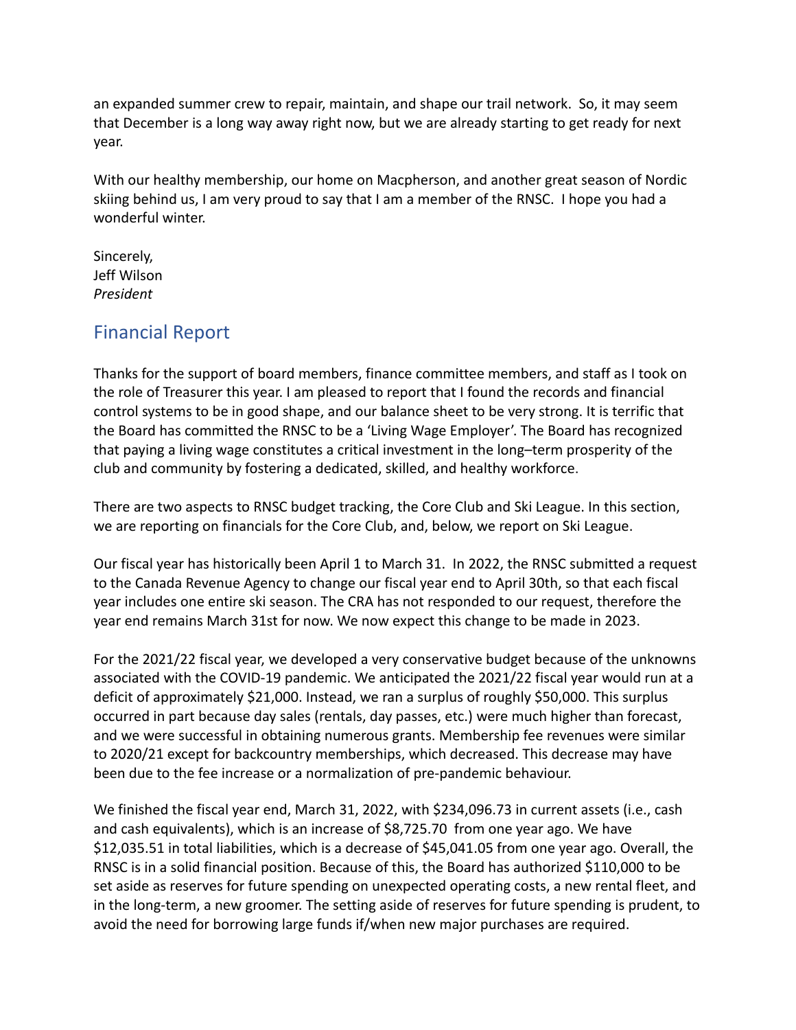an expanded summer crew to repair, maintain, and shape our trail network. So, it may seem that December is a long way away right now, but we are already starting to get ready for next year.

With our healthy membership, our home on Macpherson, and another great season of Nordic skiing behind us, I am very proud to say that I am a member of the RNSC. I hope you had a wonderful winter.

Sincerely,  
Jeff Wilson  
*President*

## Financial Report

Thanks for the support of board members, finance committee members, and staff as I took on the role of Treasurer this year. I am pleased to report that I found the records and financial control systems to be in good shape, and our balance sheet to be very strong. It is terrific that the Board has committed the RNSC to be a 'Living Wage Employer'. The Board has recognized that paying a living wage constitutes a critical investment in the long–term prosperity of the club and community by fostering a dedicated, skilled, and healthy workforce.

There are two aspects to RNSC budget tracking, the Core Club and Ski League. In this section, we are reporting on financials for the Core Club, and, below, we report on Ski League.

Our fiscal year has historically been April 1 to March 31. In 2022, the RNSC submitted a request to the Canada Revenue Agency to change our fiscal year end to April 30th, so that each fiscal year includes one entire ski season. The CRA has not responded to our request, therefore the year end remains March 31st for now. We now expect this change to be made in 2023.

For the 2021/22 fiscal year, we developed a very conservative budget because of the unknowns associated with the COVID-19 pandemic. We anticipated the 2021/22 fiscal year would run at a deficit of approximately $21,000. Instead, we ran a surplus of roughly $50,000. This surplus occurred in part because day sales (rentals, day passes, etc.) were much higher than forecast, and we were successful in obtaining numerous grants. Membership fee revenues were similar to 2020/21 except for backcountry memberships, which decreased. This decrease may have been due to the fee increase or a normalization of pre-pandemic behaviour.

We finished the fiscal year end, March 31, 2022, with $234,096.73 in current assets (i.e., cash and cash equivalents), which is an increase of $8,725.70 from one year ago. We have $12,035.51 in total liabilities, which is a decrease of $45,041.05 from one year ago. Overall, the RNSC is in a solid financial position. Because of this, the Board has authorized $110,000 to be set aside as reserves for future spending on unexpected operating costs, a new rental fleet, and in the long-term, a new groomer. The setting aside of reserves for future spending is prudent, to avoid the need for borrowing large funds if/when new major purchases are required.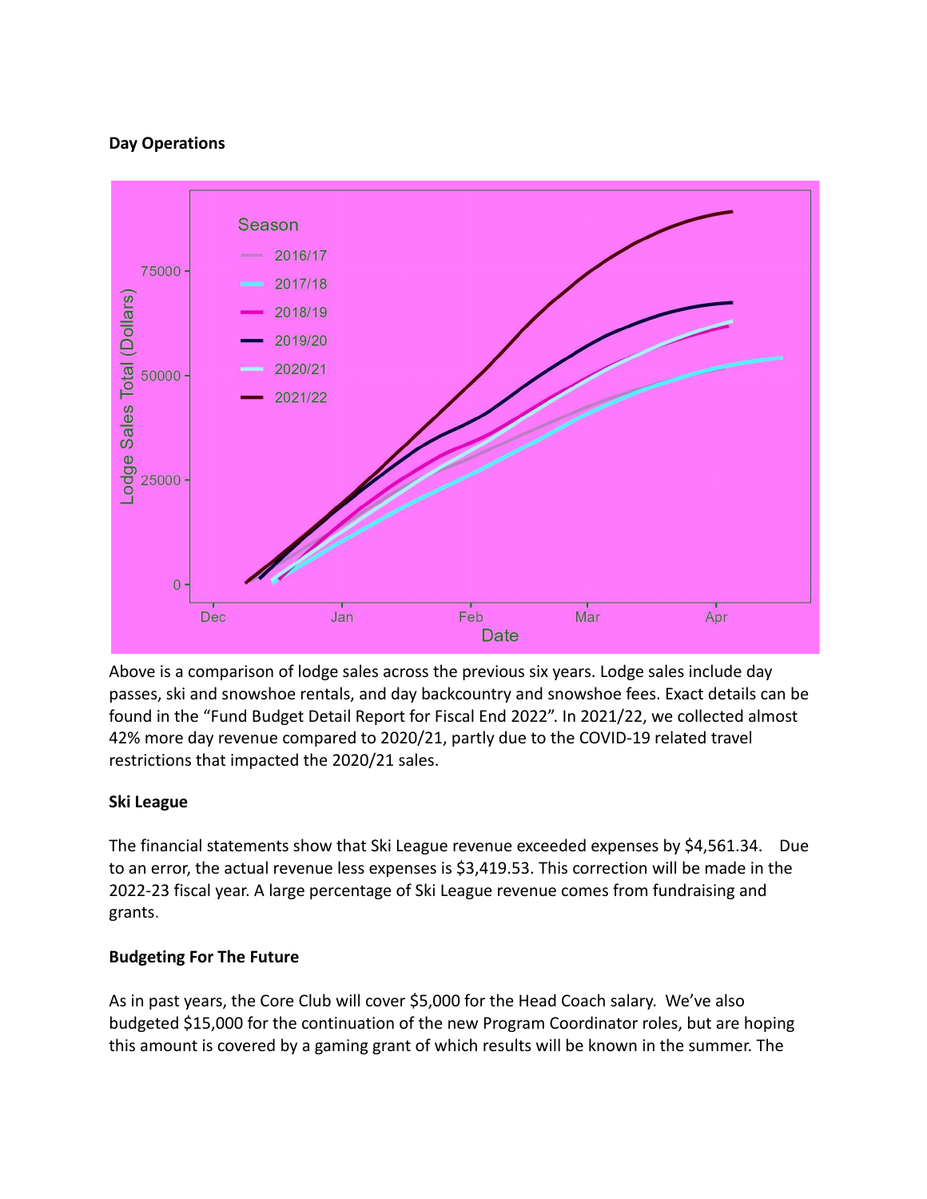**Day Operations**

Above is a comparison of lodge sales across the previous six years. Lodge sales include day passes, ski and snowshoe rentals, and day backcountry and snowshoe fees. Exact details can be found in the “Fund Budget Detail Report for Fiscal End 2022”. In 2021/22, we collected almost 42% more day revenue compared to 2020/21, partly due to the COVID-19 related travel restrictions that impacted the 2020/21 sales.

**Ski League**

The financial statements show that Ski League revenue exceeded expenses by $4,561.34. Due to an error, the actual revenue less expenses is $3,419.53. This correction will be made in the 2022-23 fiscal year. A large percentage of Ski League revenue comes from fundraising and grants.

**Budgeting For The Future**

As in past years, the Core Club will cover $5,000 for the Head Coach salary. We’ve also budgeted $15,000 for the continuation of the new Program Coordinator roles, but are hoping this amount is covered by a gaming grant of which results will be known in the summer. The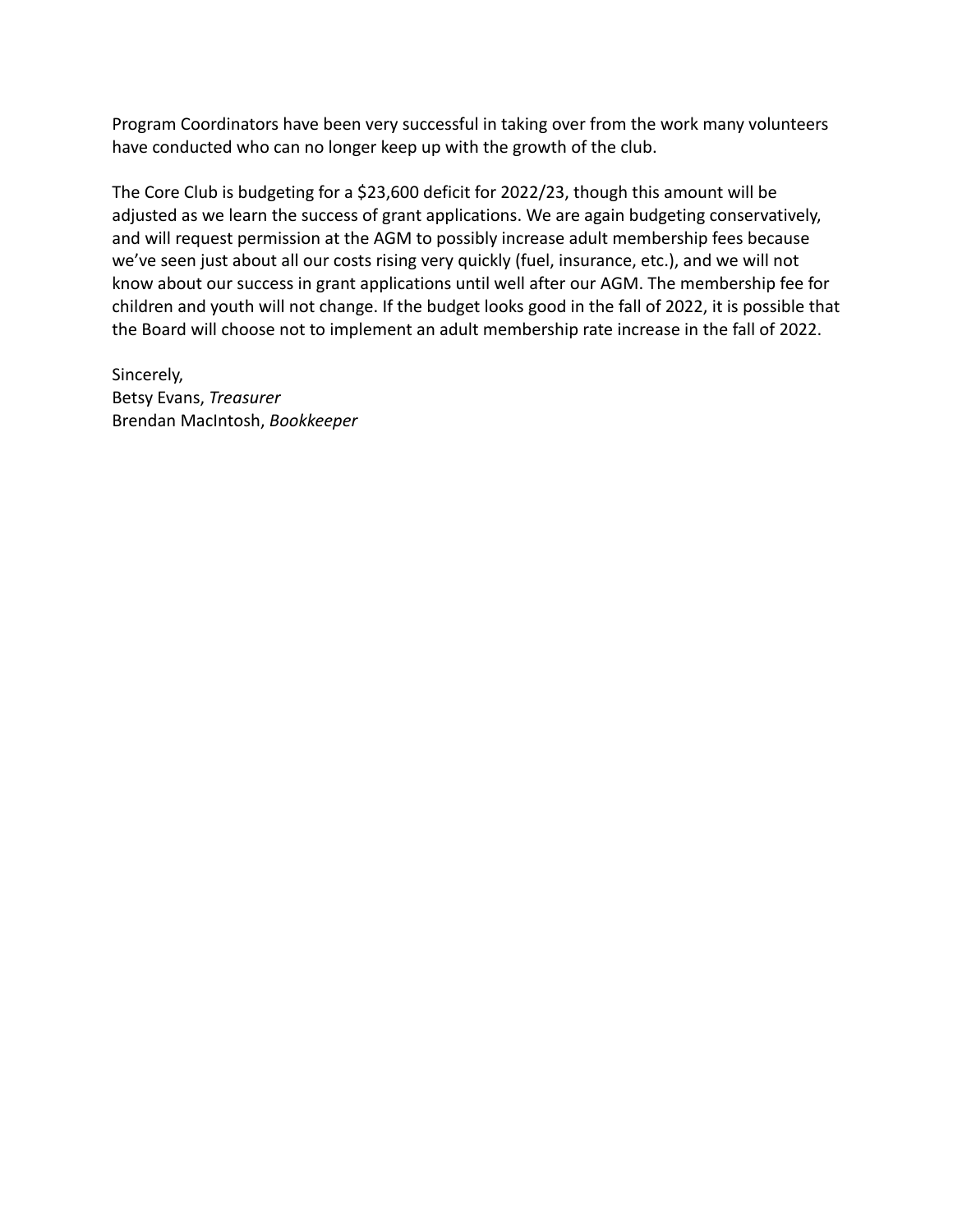Program Coordinators have been very successful in taking over from the work many volunteers have conducted who can no longer keep up with the growth of the club.

The Core Club is budgeting for a $23,600 deficit for 2022/23, though this amount will be adjusted as we learn the success of grant applications. We are again budgeting conservatively, and will request permission at the AGM to possibly increase adult membership fees because we've seen just about all our costs rising very quickly (fuel, insurance, etc.), and we will not know about our success in grant applications until well after our AGM. The membership fee for children and youth will not change. If the budget looks good in the fall of 2022, it is possible that the Board will choose not to implement an adult membership rate increase in the fall of 2022.

Sincerely,  
Betsy Evans, *Treasurer*  
Brendan MacIntosh, *Bookkeeper*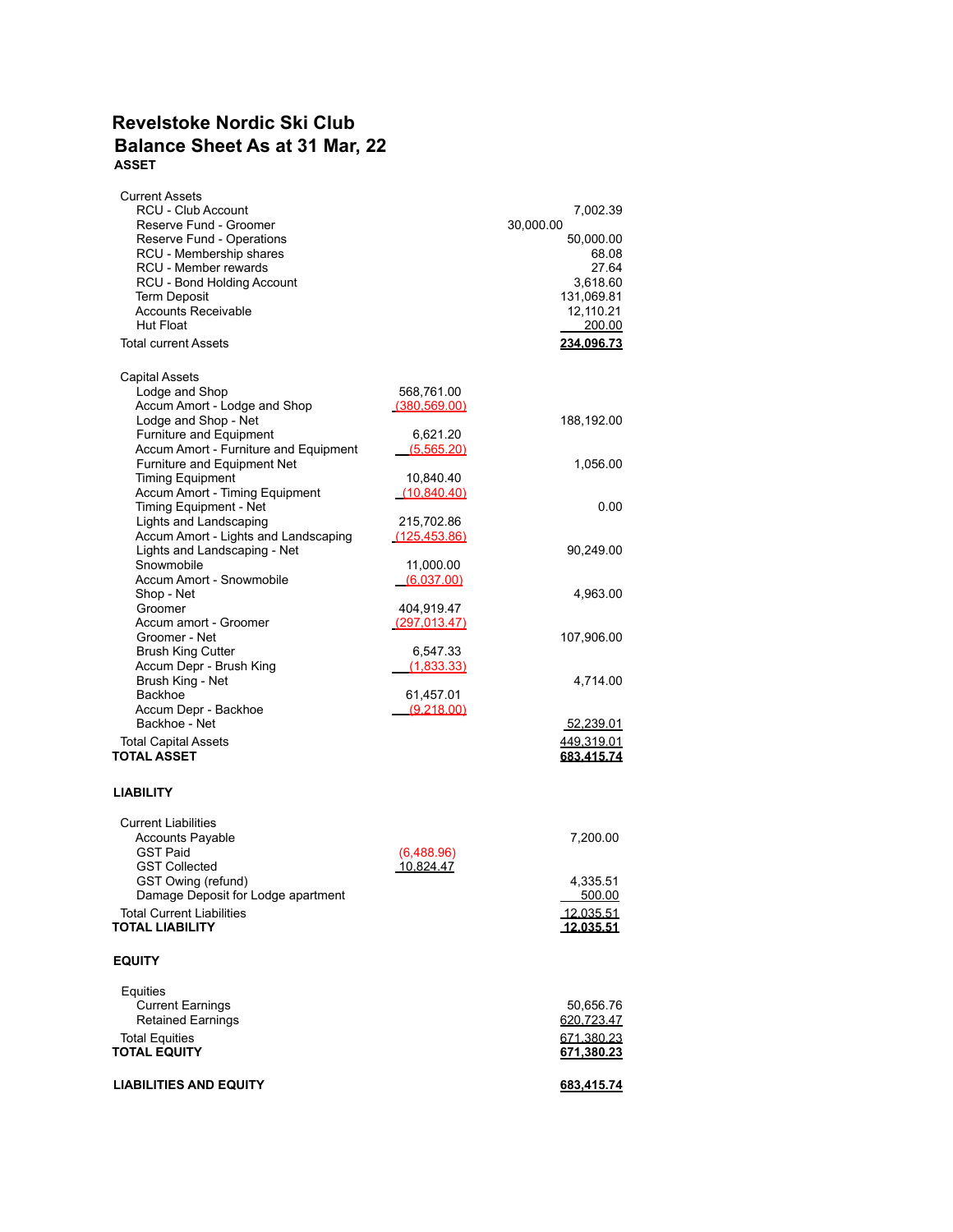# Revelstoke Nordic Ski Club
## Balance Sheet As at 31 Mar, 22

**ASSET**

| | | |
|---|---|---|
| Current Assets | | |
| RCU - Club Account | | 7,002.39 |
| Reserve Fund - Groomer | | 30,000.00 |
| Reserve Fund - Operations | | 50,000.00 |
| RCU - Membership shares | | 68.08 |
| RCU - Member rewards | | 27.64 |
| RCU - Bond Holding Account | | 3,618.60 |
| Term Deposit | | 131,069.81 |
| Accounts Receivable | | 12,110.21 |
| Hut Float | | 200.00 |
| Total current Assets | | **234,096.73** |
| | | |
| Capital Assets | | |
| Lodge and Shop | 568,761.00 | |
| Accum Amort - Lodge and Shop | (380,569.00) | |
| Lodge and Shop - Net | | 188,192.00 |
| Furniture and Equipment | 6,621.20 | |
| Accum Amort - Furniture and Equipment | (5,565.20) | |
| Furniture and Equipment Net | | 1,056.00 |
| Timing Equipment | 10,840.40 | |
| Accum Amort - Timing Equipment | (10,840.40) | |
| Timing Equipment - Net | | 0.00 |
| Lights and Landscaping | 215,702.86 | |
| Accum Amort - Lights and Landscaping | (125,453.86) | |
| Lights and Landscaping - Net | | 90,249.00 |
| Snowmobile | 11,000.00 | |
| Accum Amort - Snowmobile | (6,037.00) | |
| Shop - Net | | 4,963.00 |
| Groomer | 404,919.47 | |
| Accum amort - Groomer | (297,013.47) | |
| Groomer - Net | | 107,906.00 |
| Brush King Cutter | 6,547.33 | |
| Accum Depr - Brush King | (1,833.33) | |
| Brush King - Net | | 4,714.00 |
| Backhoe | 61,457.01 | |
| Accum Depr - Backhoe | (9,218.00) | |
| Backhoe - Net | | 52,239.01 |
| Total Capital Assets | | 449,319.01 |
| **TOTAL ASSET** | | **683,415.74** |

**LIABILITY**

| | | |
|---|---|---|
| Current Liabilities | | |
| Accounts Payable | | 7,200.00 |
| GST Paid | (6,488.96) | |
| GST Collected | 10,824.47 | |
| GST Owing (refund) | | 4,335.51 |
| Damage Deposit for Lodge apartment | | 500.00 |
| Total Current Liabilities | | 12,035.51 |
| **TOTAL LIABILITY** | | **12,035.51** |

**EQUITY**

| | | |
|---|---|---|
| Equities | | |
| Current Earnings | | 50,656.76 |
| Retained Earnings | | 620,723.47 |
| Total Equities | | 671,380.23 |
| **TOTAL EQUITY** | | **671,380.23** |
| | | |
| **LIABILITIES AND EQUITY** | | **683,415.74** |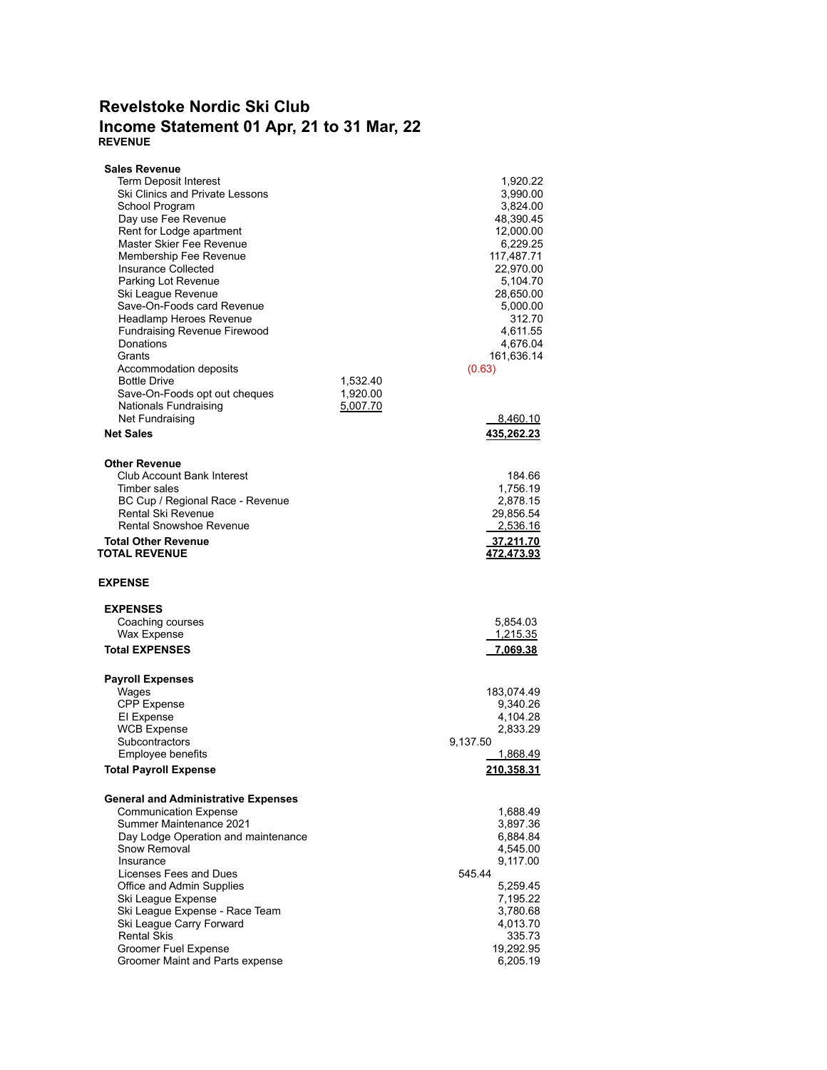# Revelstoke Nordic Ski Club

## Income Statement 01 Apr, 21 to 31 Mar, 22

**REVENUE**

| | | |
|---|---|---|
| **Sales Revenue** | | |
| Term Deposit Interest | | 1,920.22 |
| Ski Clinics and Private Lessons | | 3,990.00 |
| School Program | | 3,824.00 |
| Day use Fee Revenue | | 48,390.45 |
| Rent for Lodge apartment | | 12,000.00 |
| Master Skier Fee Revenue | | 6,229.25 |
| Membership Fee Revenue | | 117,487.71 |
| Insurance Collected | | 22,970.00 |
| Parking Lot Revenue | | 5,104.70 |
| Ski League Revenue | | 28,650.00 |
| Save-On-Foods card Revenue | | 5,000.00 |
| Headlamp Heroes Revenue | | 312.70 |
| Fundraising Revenue Firewood | | 4,611.55 |
| Donations | | 4,676.04 |
| Grants | | 161,636.14 |
| Accommodation deposits | | (0.63) |
| Bottle Drive | 1,532.40 | |
| Save-On-Foods opt out cheques | 1,920.00 | |
| Nationals Fundraising | 5,007.70 | |
| Net Fundraising | | 8,460.10 |
| **Net Sales** | | **435,262.23** |
| | | |
| **Other Revenue** | | |
| Club Account Bank Interest | | 184.66 |
| Timber sales | | 1,756.19 |
| BC Cup / Regional Race - Revenue | | 2,878.15 |
| Rental Ski Revenue | | 29,856.54 |
| Rental Snowshoe Revenue | | 2,536.16 |
| **Total Other Revenue** | | **37,211.70** |
| **TOTAL REVENUE** | | **472,473.93** |

**EXPENSE**

| | | |
|---|---|---|
| **EXPENSES** | | |
| Coaching courses | | 5,854.03 |
| Wax Expense | | 1,215.35 |
| **Total EXPENSES** | | **7,069.38** |
| | | |
| **Payroll Expenses** | | |
| Wages | | 183,074.49 |
| CPP Expense | | 9,340.26 |
| EI Expense | | 4,104.28 |
| WCB Expense | | 2,833.29 |
| Subcontractors | | 9,137.50 |
| Employee benefits | | 1,868.49 |
| **Total Payroll Expense** | | **210,358.31** |
| | | |
| **General and Administrative Expenses** | | |
| Communication Expense | | 1,688.49 |
| Summer Maintenance 2021 | | 3,897.36 |
| Day Lodge Operation and maintenance | | 6,884.84 |
| Snow Removal | | 4,545.00 |
| Insurance | | 9,117.00 |
| Licenses Fees and Dues | | 545.44 |
| Office and Admin Supplies | | 5,259.45 |
| Ski League Expense | | 7,195.22 |
| Ski League Expense - Race Team | | 3,780.68 |
| Ski League Carry Forward | | 4,013.70 |
| Rental Skis | | 335.73 |
| Groomer Fuel Expense | | 19,292.95 |
| Groomer Maint and Parts expense | | 6,205.19 |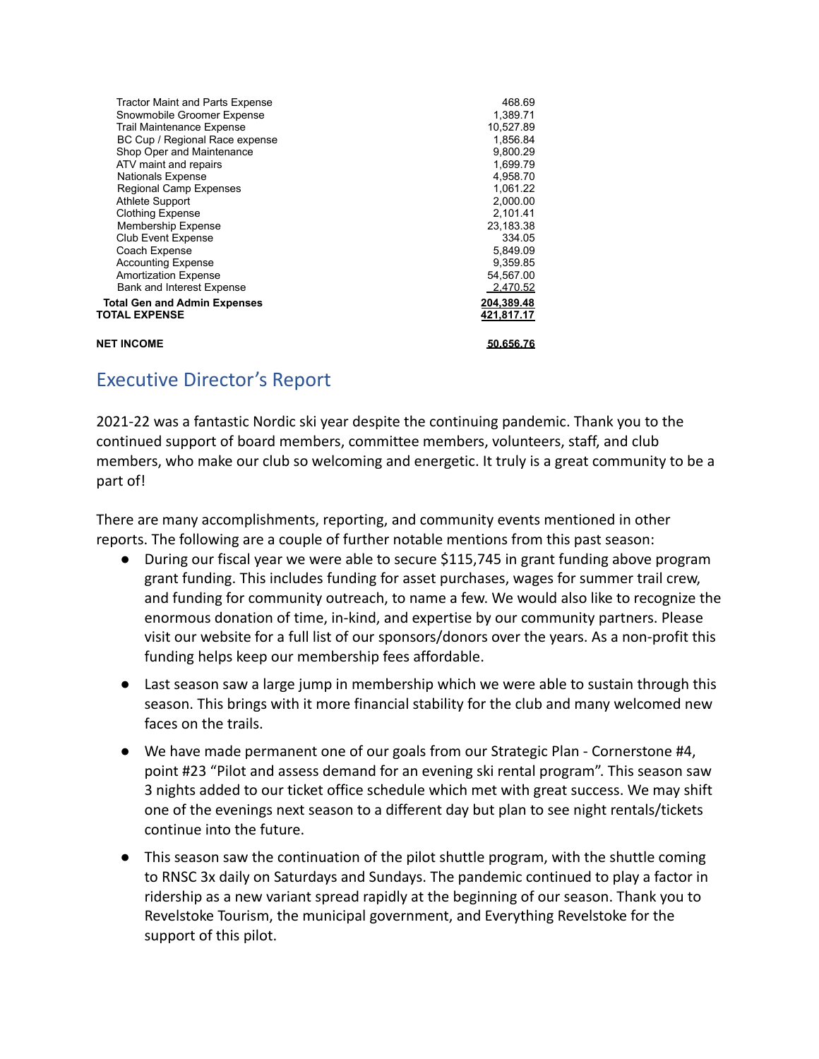| | |
|---|---|
| Tractor Maint and Parts Expense | 468.69 |
| Snowmobile Groomer Expense | 1,389.71 |
| Trail Maintenance Expense | 10,527.89 |
| BC Cup / Regional Race expense | 1,856.84 |
| Shop Oper and Maintenance | 9,800.29 |
| ATV maint and repairs | 1,699.79 |
| Nationals Expense | 4,958.70 |
| Regional Camp Expenses | 1,061.22 |
| Athlete Support | 2,000.00 |
| Clothing Expense | 2,101.41 |
| Membership Expense | 23,183.38 |
| Club Event Expense | 334.05 |
| Coach Expense | 5,849.09 |
| Accounting Expense | 9,359.85 |
| Amortization Expense | 54,567.00 |
| Bank and Interest Expense | 2,470.52 |
| **Total Gen and Admin Expenses** | **204,389.48** |
| **TOTAL EXPENSE** | **421,817.17** |
| | |
| **NET INCOME** | **50,656.76** |

## Executive Director's Report

2021-22 was a fantastic Nordic ski year despite the continuing pandemic. Thank you to the continued support of board members, committee members, volunteers, staff, and club members, who make our club so welcoming and energetic. It truly is a great community to be a part of!

There are many accomplishments, reporting, and community events mentioned in other reports. The following are a couple of further notable mentions from this past season:

- During our fiscal year we were able to secure $115,745 in grant funding above program grant funding. This includes funding for asset purchases, wages for summer trail crew, and funding for community outreach, to name a few. We would also like to recognize the enormous donation of time, in-kind, and expertise by our community partners. Please visit our website for a full list of our sponsors/donors over the years. As a non-profit this funding helps keep our membership fees affordable.
- Last season saw a large jump in membership which we were able to sustain through this season. This brings with it more financial stability for the club and many welcomed new faces on the trails.
- We have made permanent one of our goals from our Strategic Plan - Cornerstone #4, point #23 "Pilot and assess demand for an evening ski rental program". This season saw 3 nights added to our ticket office schedule which met with great success. We may shift one of the evenings next season to a different day but plan to see night rentals/tickets continue into the future.
- This season saw the continuation of the pilot shuttle program, with the shuttle coming to RNSC 3x daily on Saturdays and Sundays. The pandemic continued to play a factor in ridership as a new variant spread rapidly at the beginning of our season. Thank you to Revelstoke Tourism, the municipal government, and Everything Revelstoke for the support of this pilot.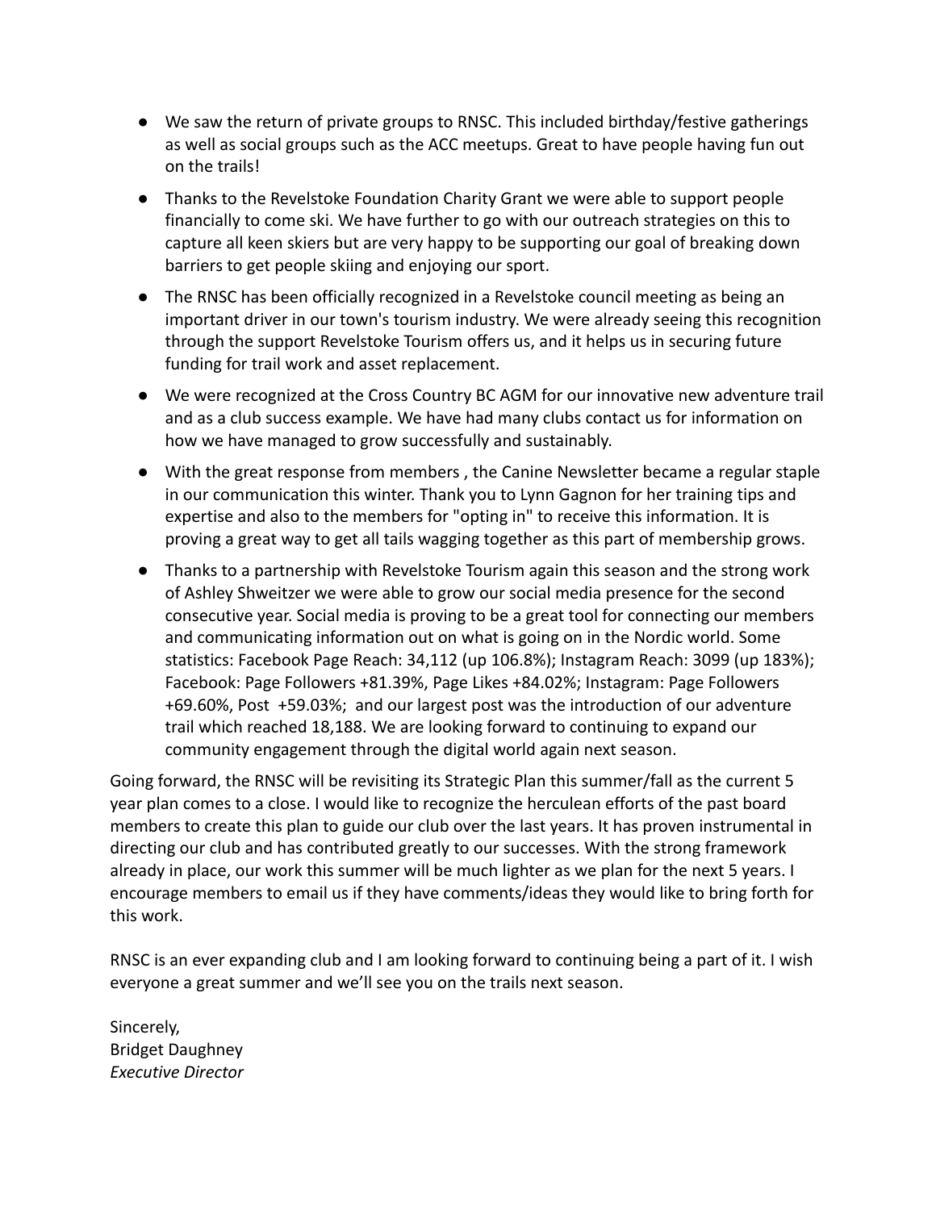- We saw the return of private groups to RNSC. This included birthday/festive gatherings as well as social groups such as the ACC meetups. Great to have people having fun out on the trails!
- Thanks to the Revelstoke Foundation Charity Grant we were able to support people financially to come ski. We have further to go with our outreach strategies on this to capture all keen skiers but are very happy to be supporting our goal of breaking down barriers to get people skiing and enjoying our sport.
- The RNSC has been officially recognized in a Revelstoke council meeting as being an important driver in our town's tourism industry. We were already seeing this recognition through the support Revelstoke Tourism offers us, and it helps us in securing future funding for trail work and asset replacement.
- We were recognized at the Cross Country BC AGM for our innovative new adventure trail and as a club success example. We have had many clubs contact us for information on how we have managed to grow successfully and sustainably.
- With the great response from members , the Canine Newsletter became a regular staple in our communication this winter. Thank you to Lynn Gagnon for her training tips and expertise and also to the members for "opting in" to receive this information. It is proving a great way to get all tails wagging together as this part of membership grows.
- Thanks to a partnership with Revelstoke Tourism again this season and the strong work of Ashley Shweitzer we were able to grow our social media presence for the second consecutive year. Social media is proving to be a great tool for connecting our members and communicating information out on what is going on in the Nordic world. Some statistics: Facebook Page Reach: 34,112 (up 106.8%); Instagram Reach: 3099 (up 183%); Facebook: Page Followers +81.39%, Page Likes +84.02%; Instagram: Page Followers +69.60%, Post +59.03%; and our largest post was the introduction of our adventure trail which reached 18,188. We are looking forward to continuing to expand our community engagement through the digital world again next season.

Going forward, the RNSC will be revisiting its Strategic Plan this summer/fall as the current 5 year plan comes to a close. I would like to recognize the herculean efforts of the past board members to create this plan to guide our club over the last years. It has proven instrumental in directing our club and has contributed greatly to our successes. With the strong framework already in place, our work this summer will be much lighter as we plan for the next 5 years. I encourage members to email us if they have comments/ideas they would like to bring forth for this work.

RNSC is an ever expanding club and I am looking forward to continuing being a part of it. I wish everyone a great summer and we'll see you on the trails next season.

Sincerely,
Bridget Daughney
*Executive Director*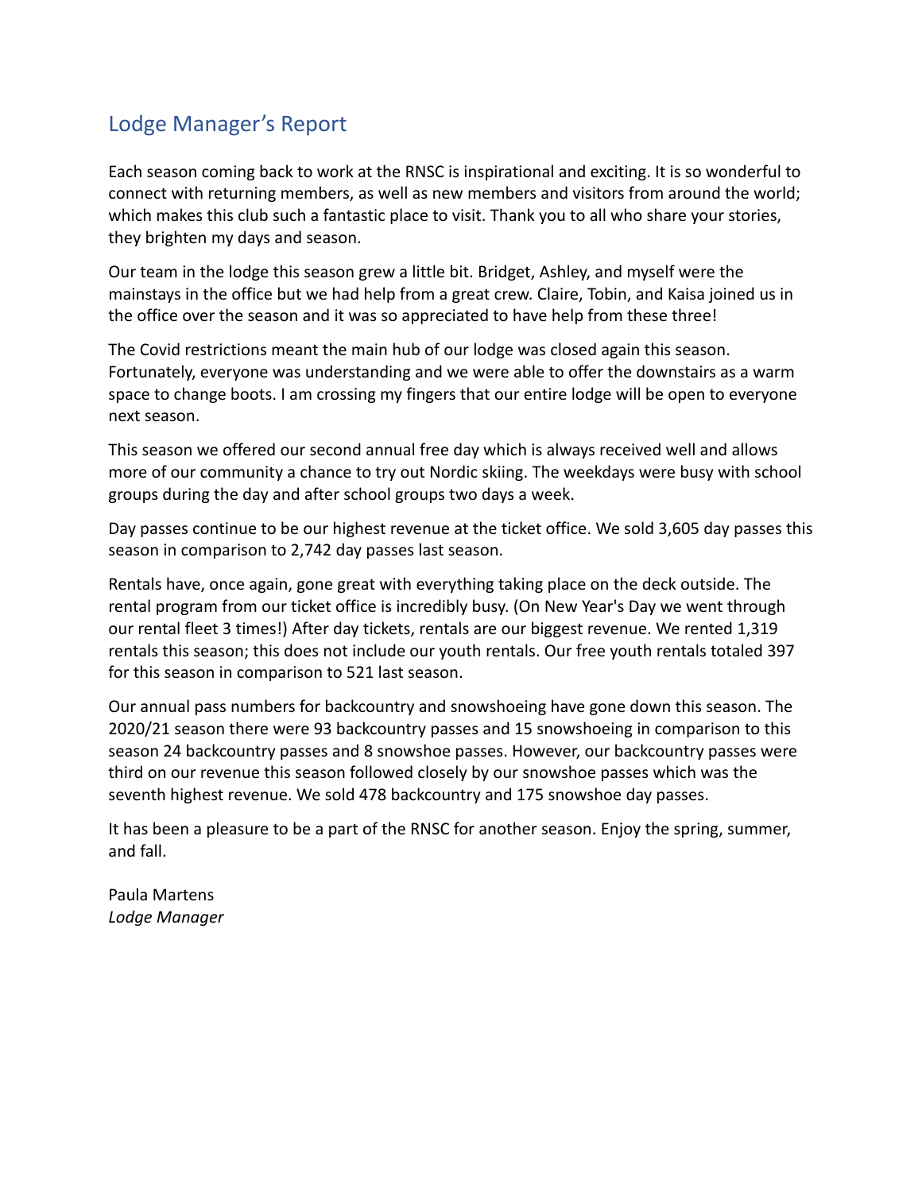## Lodge Manager's Report

Each season coming back to work at the RNSC is inspirational and exciting. It is so wonderful to connect with returning members, as well as new members and visitors from around the world; which makes this club such a fantastic place to visit. Thank you to all who share your stories, they brighten my days and season.

Our team in the lodge this season grew a little bit. Bridget, Ashley, and myself were the mainstays in the office but we had help from a great crew. Claire, Tobin, and Kaisa joined us in the office over the season and it was so appreciated to have help from these three!

The Covid restrictions meant the main hub of our lodge was closed again this season. Fortunately, everyone was understanding and we were able to offer the downstairs as a warm space to change boots. I am crossing my fingers that our entire lodge will be open to everyone next season.

This season we offered our second annual free day which is always received well and allows more of our community a chance to try out Nordic skiing. The weekdays were busy with school groups during the day and after school groups two days a week.

Day passes continue to be our highest revenue at the ticket office. We sold 3,605 day passes this season in comparison to 2,742 day passes last season.

Rentals have, once again, gone great with everything taking place on the deck outside. The rental program from our ticket office is incredibly busy. (On New Year's Day we went through our rental fleet 3 times!) After day tickets, rentals are our biggest revenue. We rented 1,319 rentals this season; this does not include our youth rentals. Our free youth rentals totaled 397 for this season in comparison to 521 last season.

Our annual pass numbers for backcountry and snowshoeing have gone down this season. The 2020/21 season there were 93 backcountry passes and 15 snowshoeing in comparison to this season 24 backcountry passes and 8 snowshoe passes. However, our backcountry passes were third on our revenue this season followed closely by our snowshoe passes which was the seventh highest revenue. We sold 478 backcountry and 175 snowshoe day passes.

It has been a pleasure to be a part of the RNSC for another season. Enjoy the spring, summer, and fall.

Paula Martens
*Lodge Manager*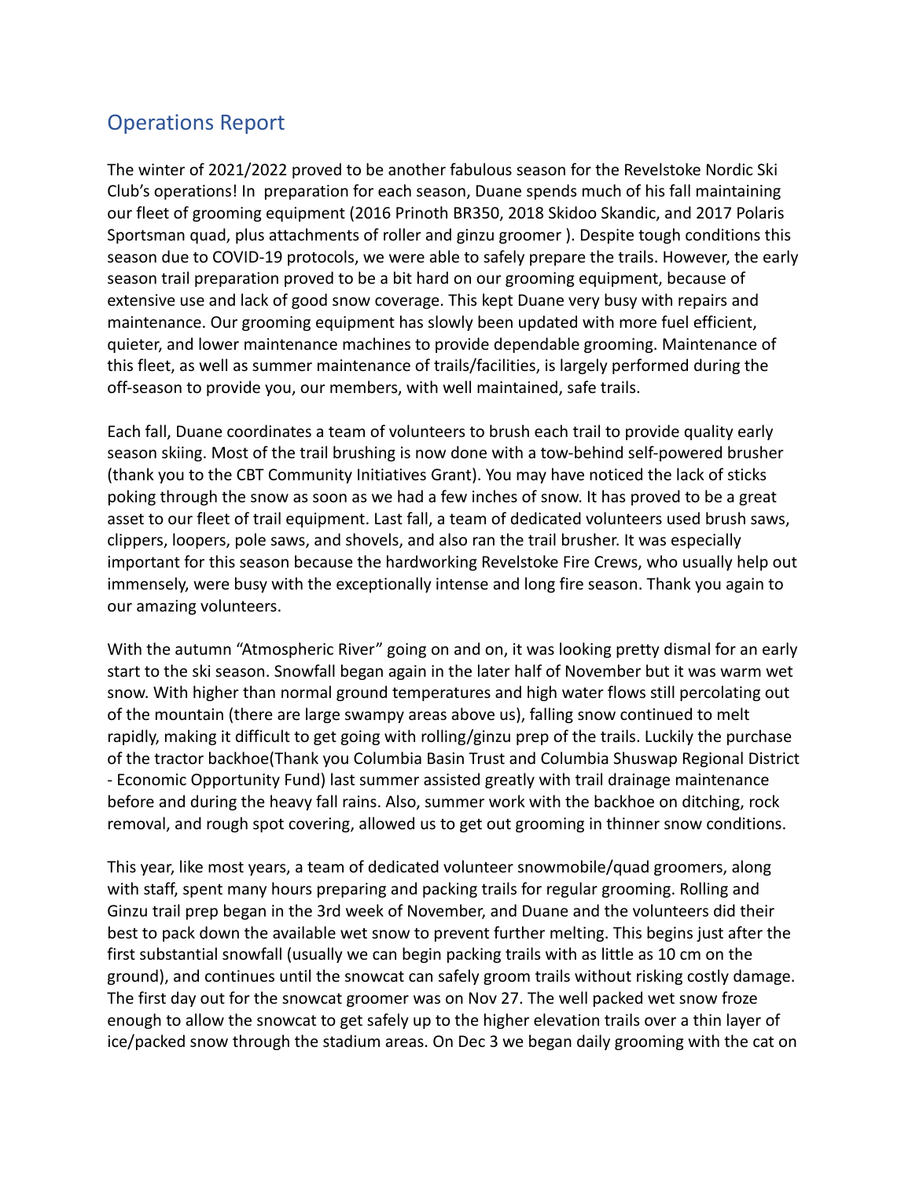## Operations Report

The winter of 2021/2022 proved to be another fabulous season for the Revelstoke Nordic Ski Club's operations! In preparation for each season, Duane spends much of his fall maintaining our fleet of grooming equipment (2016 Prinoth BR350, 2018 Skidoo Skandic, and 2017 Polaris Sportsman quad, plus attachments of roller and ginzu groomer ). Despite tough conditions this season due to COVID-19 protocols, we were able to safely prepare the trails. However, the early season trail preparation proved to be a bit hard on our grooming equipment, because of extensive use and lack of good snow coverage. This kept Duane very busy with repairs and maintenance. Our grooming equipment has slowly been updated with more fuel efficient, quieter, and lower maintenance machines to provide dependable grooming. Maintenance of this fleet, as well as summer maintenance of trails/facilities, is largely performed during the off-season to provide you, our members, with well maintained, safe trails.

Each fall, Duane coordinates a team of volunteers to brush each trail to provide quality early season skiing. Most of the trail brushing is now done with a tow-behind self-powered brusher (thank you to the CBT Community Initiatives Grant). You may have noticed the lack of sticks poking through the snow as soon as we had a few inches of snow. It has proved to be a great asset to our fleet of trail equipment. Last fall, a team of dedicated volunteers used brush saws, clippers, loopers, pole saws, and shovels, and also ran the trail brusher. It was especially important for this season because the hardworking Revelstoke Fire Crews, who usually help out immensely, were busy with the exceptionally intense and long fire season. Thank you again to our amazing volunteers.

With the autumn "Atmospheric River" going on and on, it was looking pretty dismal for an early start to the ski season. Snowfall began again in the later half of November but it was warm wet snow. With higher than normal ground temperatures and high water flows still percolating out of the mountain (there are large swampy areas above us), falling snow continued to melt rapidly, making it difficult to get going with rolling/ginzu prep of the trails. Luckily the purchase of the tractor backhoe(Thank you Columbia Basin Trust and Columbia Shuswap Regional District - Economic Opportunity Fund) last summer assisted greatly with trail drainage maintenance before and during the heavy fall rains. Also, summer work with the backhoe on ditching, rock removal, and rough spot covering, allowed us to get out grooming in thinner snow conditions.

This year, like most years, a team of dedicated volunteer snowmobile/quad groomers, along with staff, spent many hours preparing and packing trails for regular grooming. Rolling and Ginzu trail prep began in the 3rd week of November, and Duane and the volunteers did their best to pack down the available wet snow to prevent further melting. This begins just after the first substantial snowfall (usually we can begin packing trails with as little as 10 cm on the ground), and continues until the snowcat can safely groom trails without risking costly damage. The first day out for the snowcat groomer was on Nov 27. The well packed wet snow froze enough to allow the snowcat to get safely up to the higher elevation trails over a thin layer of ice/packed snow through the stadium areas. On Dec 3 we began daily grooming with the cat on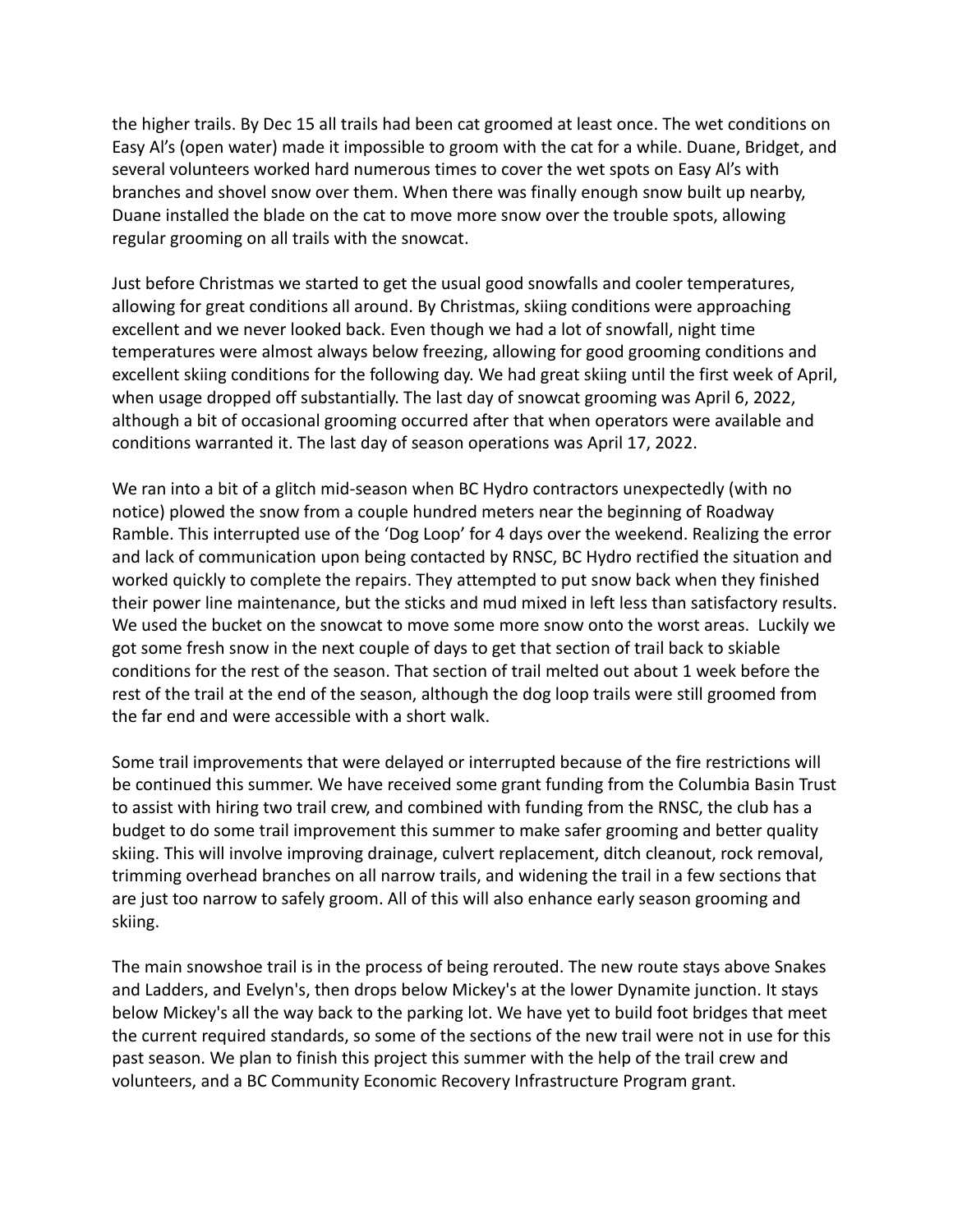the higher trails. By Dec 15 all trails had been cat groomed at least once. The wet conditions on Easy Al's (open water) made it impossible to groom with the cat for a while. Duane, Bridget, and several volunteers worked hard numerous times to cover the wet spots on Easy Al's with branches and shovel snow over them. When there was finally enough snow built up nearby, Duane installed the blade on the cat to move more snow over the trouble spots, allowing regular grooming on all trails with the snowcat.

Just before Christmas we started to get the usual good snowfalls and cooler temperatures, allowing for great conditions all around. By Christmas, skiing conditions were approaching excellent and we never looked back. Even though we had a lot of snowfall, night time temperatures were almost always below freezing, allowing for good grooming conditions and excellent skiing conditions for the following day. We had great skiing until the first week of April, when usage dropped off substantially. The last day of snowcat grooming was April 6, 2022, although a bit of occasional grooming occurred after that when operators were available and conditions warranted it. The last day of season operations was April 17, 2022.

We ran into a bit of a glitch mid-season when BC Hydro contractors unexpectedly (with no notice) plowed the snow from a couple hundred meters near the beginning of Roadway Ramble. This interrupted use of the 'Dog Loop' for 4 days over the weekend. Realizing the error and lack of communication upon being contacted by RNSC, BC Hydro rectified the situation and worked quickly to complete the repairs. They attempted to put snow back when they finished their power line maintenance, but the sticks and mud mixed in left less than satisfactory results. We used the bucket on the snowcat to move some more snow onto the worst areas. Luckily we got some fresh snow in the next couple of days to get that section of trail back to skiable conditions for the rest of the season. That section of trail melted out about 1 week before the rest of the trail at the end of the season, although the dog loop trails were still groomed from the far end and were accessible with a short walk.

Some trail improvements that were delayed or interrupted because of the fire restrictions will be continued this summer. We have received some grant funding from the Columbia Basin Trust to assist with hiring two trail crew, and combined with funding from the RNSC, the club has a budget to do some trail improvement this summer to make safer grooming and better quality skiing. This will involve improving drainage, culvert replacement, ditch cleanout, rock removal, trimming overhead branches on all narrow trails, and widening the trail in a few sections that are just too narrow to safely groom. All of this will also enhance early season grooming and skiing.

The main snowshoe trail is in the process of being rerouted. The new route stays above Snakes and Ladders, and Evelyn's, then drops below Mickey's at the lower Dynamite junction. It stays below Mickey's all the way back to the parking lot. We have yet to build foot bridges that meet the current required standards, so some of the sections of the new trail were not in use for this past season. We plan to finish this project this summer with the help of the trail crew and volunteers, and a BC Community Economic Recovery Infrastructure Program grant.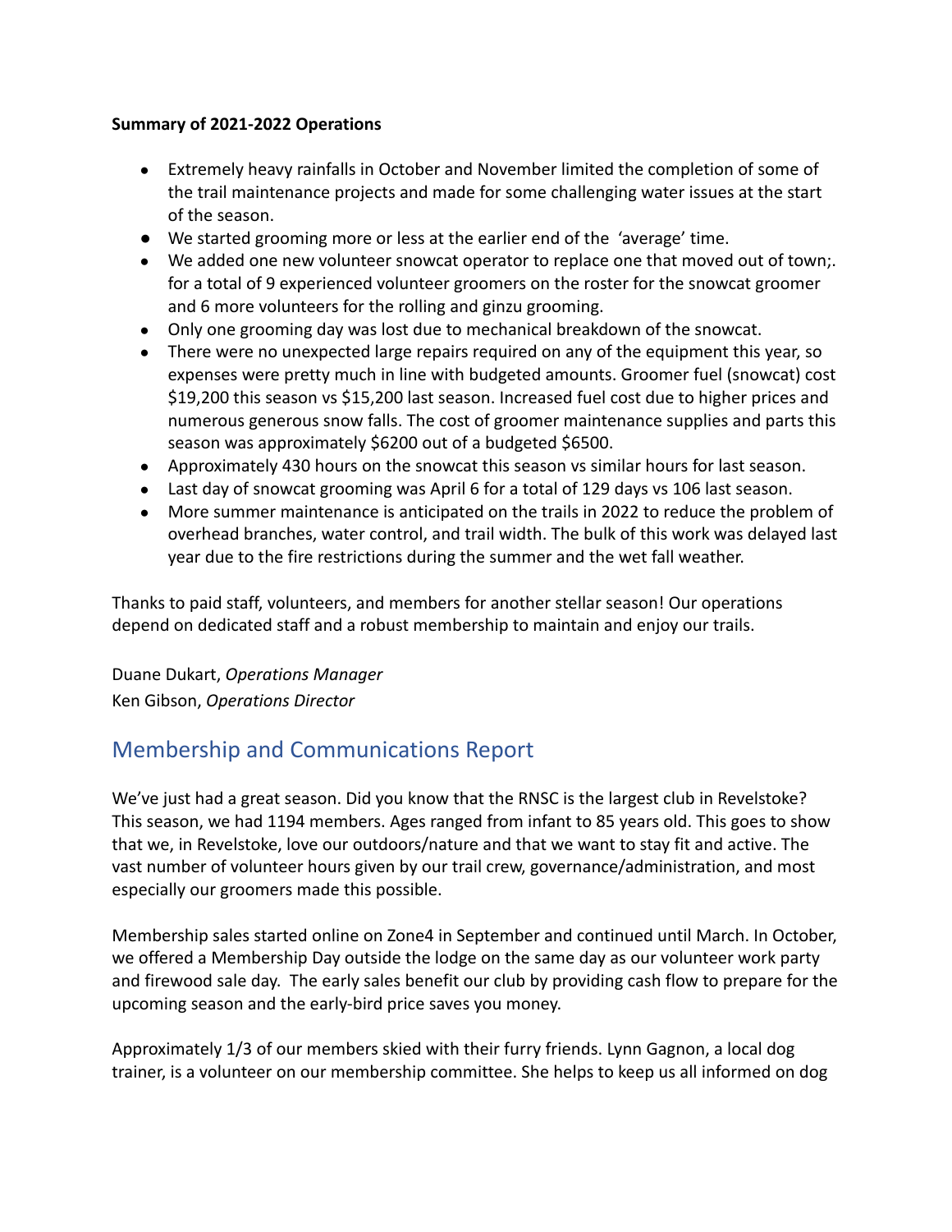**Summary of 2021-2022 Operations**

- Extremely heavy rainfalls in October and November limited the completion of some of the trail maintenance projects and made for some challenging water issues at the start of the season.
- We started grooming more or less at the earlier end of the 'average' time.
- We added one new volunteer snowcat operator to replace one that moved out of town;. for a total of 9 experienced volunteer groomers on the roster for the snowcat groomer and 6 more volunteers for the rolling and ginzu grooming.
- Only one grooming day was lost due to mechanical breakdown of the snowcat.
- There were no unexpected large repairs required on any of the equipment this year, so expenses were pretty much in line with budgeted amounts. Groomer fuel (snowcat) cost $19,200 this season vs $15,200 last season. Increased fuel cost due to higher prices and numerous generous snow falls. The cost of groomer maintenance supplies and parts this season was approximately $6200 out of a budgeted $6500.
- Approximately 430 hours on the snowcat this season vs similar hours for last season.
- Last day of snowcat grooming was April 6 for a total of 129 days vs 106 last season.
- More summer maintenance is anticipated on the trails in 2022 to reduce the problem of overhead branches, water control, and trail width. The bulk of this work was delayed last year due to the fire restrictions during the summer and the wet fall weather.

Thanks to paid staff, volunteers, and members for another stellar season! Our operations depend on dedicated staff and a robust membership to maintain and enjoy our trails.

Duane Dukart, *Operations Manager*
Ken Gibson, *Operations Director*

## Membership and Communications Report

We've just had a great season. Did you know that the RNSC is the largest club in Revelstoke? This season, we had 1194 members. Ages ranged from infant to 85 years old. This goes to show that we, in Revelstoke, love our outdoors/nature and that we want to stay fit and active. The vast number of volunteer hours given by our trail crew, governance/administration, and most especially our groomers made this possible.

Membership sales started online on Zone4 in September and continued until March. In October, we offered a Membership Day outside the lodge on the same day as our volunteer work party and firewood sale day. The early sales benefit our club by providing cash flow to prepare for the upcoming season and the early-bird price saves you money.

Approximately 1/3 of our members skied with their furry friends. Lynn Gagnon, a local dog trainer, is a volunteer on our membership committee. She helps to keep us all informed on dog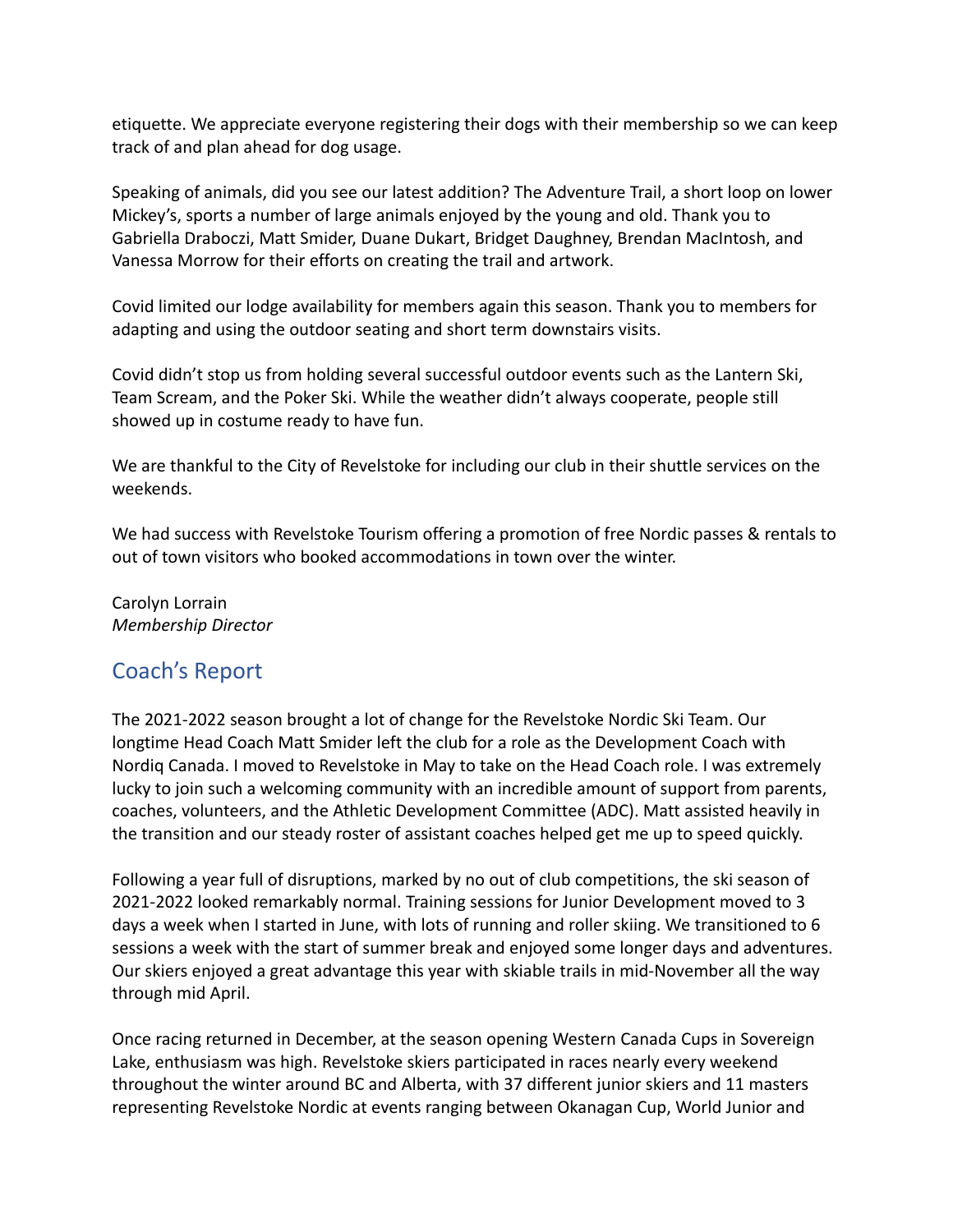etiquette. We appreciate everyone registering their dogs with their membership so we can keep track of and plan ahead for dog usage.

Speaking of animals, did you see our latest addition? The Adventure Trail, a short loop on lower Mickey's, sports a number of large animals enjoyed by the young and old. Thank you to Gabriella Draboczi, Matt Smider, Duane Dukart, Bridget Daughney, Brendan MacIntosh, and Vanessa Morrow for their efforts on creating the trail and artwork.

Covid limited our lodge availability for members again this season. Thank you to members for adapting and using the outdoor seating and short term downstairs visits.

Covid didn't stop us from holding several successful outdoor events such as the Lantern Ski, Team Scream, and the Poker Ski. While the weather didn't always cooperate, people still showed up in costume ready to have fun.

We are thankful to the City of Revelstoke for including our club in their shuttle services on the weekends.

We had success with Revelstoke Tourism offering a promotion of free Nordic passes & rentals to out of town visitors who booked accommodations in town over the winter.

Carolyn Lorrain
*Membership Director*

## Coach's Report

The 2021-2022 season brought a lot of change for the Revelstoke Nordic Ski Team. Our longtime Head Coach Matt Smider left the club for a role as the Development Coach with Nordiq Canada. I moved to Revelstoke in May to take on the Head Coach role. I was extremely lucky to join such a welcoming community with an incredible amount of support from parents, coaches, volunteers, and the Athletic Development Committee (ADC). Matt assisted heavily in the transition and our steady roster of assistant coaches helped get me up to speed quickly.

Following a year full of disruptions, marked by no out of club competitions, the ski season of 2021-2022 looked remarkably normal. Training sessions for Junior Development moved to 3 days a week when I started in June, with lots of running and roller skiing. We transitioned to 6 sessions a week with the start of summer break and enjoyed some longer days and adventures. Our skiers enjoyed a great advantage this year with skiable trails in mid-November all the way through mid April.

Once racing returned in December, at the season opening Western Canada Cups in Sovereign Lake, enthusiasm was high. Revelstoke skiers participated in races nearly every weekend throughout the winter around BC and Alberta, with 37 different junior skiers and 11 masters representing Revelstoke Nordic at events ranging between Okanagan Cup, World Junior and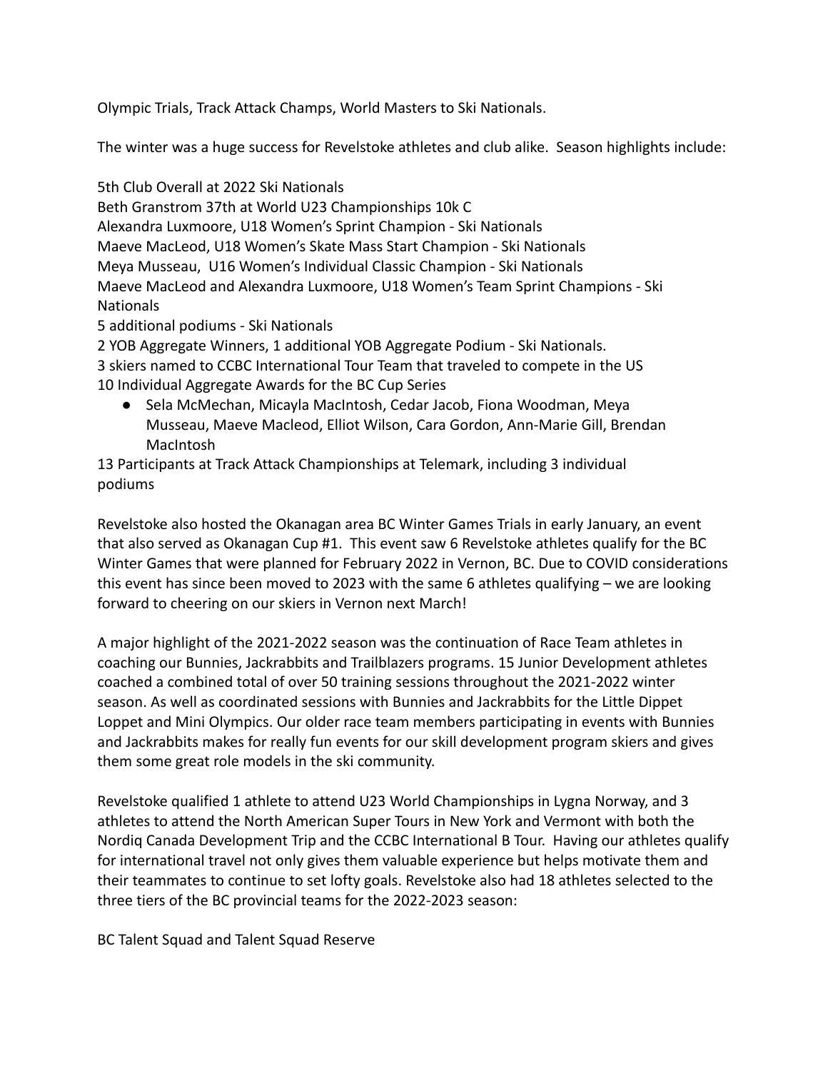Olympic Trials, Track Attack Champs, World Masters to Ski Nationals.

The winter was a huge success for Revelstoke athletes and club alike. Season highlights include:

5th Club Overall at 2022 Ski Nationals
Beth Granstrom 37th at World U23 Championships 10k C
Alexandra Luxmoore, U18 Women's Sprint Champion - Ski Nationals
Maeve MacLeod, U18 Women's Skate Mass Start Champion - Ski Nationals
Meya Musseau, U16 Women's Individual Classic Champion - Ski Nationals
Maeve MacLeod and Alexandra Luxmoore, U18 Women's Team Sprint Champions - Ski Nationals
5 additional podiums - Ski Nationals
2 YOB Aggregate Winners, 1 additional YOB Aggregate Podium - Ski Nationals.
3 skiers named to CCBC International Tour Team that traveled to compete in the US
10 Individual Aggregate Awards for the BC Cup Series

- Sela McMechan, Micayla MacIntosh, Cedar Jacob, Fiona Woodman, Meya Musseau, Maeve Macleod, Elliot Wilson, Cara Gordon, Ann-Marie Gill, Brendan MacIntosh

13 Participants at Track Attack Championships at Telemark, including 3 individual podiums

Revelstoke also hosted the Okanagan area BC Winter Games Trials in early January, an event that also served as Okanagan Cup #1. This event saw 6 Revelstoke athletes qualify for the BC Winter Games that were planned for February 2022 in Vernon, BC. Due to COVID considerations this event has since been moved to 2023 with the same 6 athletes qualifying – we are looking forward to cheering on our skiers in Vernon next March!

A major highlight of the 2021-2022 season was the continuation of Race Team athletes in coaching our Bunnies, Jackrabbits and Trailblazers programs. 15 Junior Development athletes coached a combined total of over 50 training sessions throughout the 2021-2022 winter season. As well as coordinated sessions with Bunnies and Jackrabbits for the Little Dippet Loppet and Mini Olympics. Our older race team members participating in events with Bunnies and Jackrabbits makes for really fun events for our skill development program skiers and gives them some great role models in the ski community.

Revelstoke qualified 1 athlete to attend U23 World Championships in Lygna Norway, and 3 athletes to attend the North American Super Tours in New York and Vermont with both the Nordiq Canada Development Trip and the CCBC International B Tour. Having our athletes qualify for international travel not only gives them valuable experience but helps motivate them and their teammates to continue to set lofty goals. Revelstoke also had 18 athletes selected to the three tiers of the BC provincial teams for the 2022-2023 season:

BC Talent Squad and Talent Squad Reserve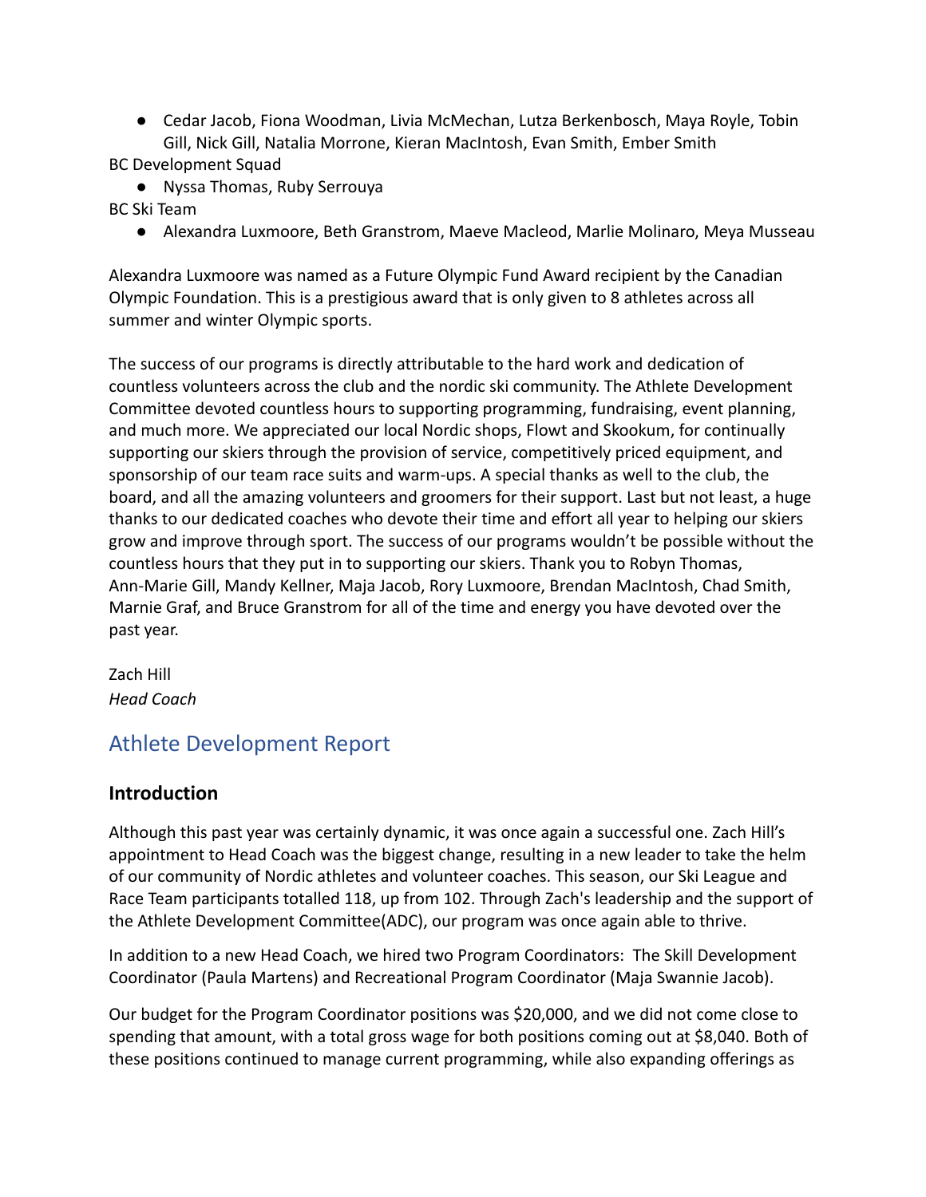- Cedar Jacob, Fiona Woodman, Livia McMechan, Lutza Berkenbosch, Maya Royle, Tobin Gill, Nick Gill, Natalia Morrone, Kieran MacIntosh, Evan Smith, Ember Smith

BC Development Squad

- Nyssa Thomas, Ruby Serrouya

BC Ski Team

- Alexandra Luxmoore, Beth Granstrom, Maeve Macleod, Marlie Molinaro, Meya Musseau

Alexandra Luxmoore was named as a Future Olympic Fund Award recipient by the Canadian Olympic Foundation. This is a prestigious award that is only given to 8 athletes across all summer and winter Olympic sports.

The success of our programs is directly attributable to the hard work and dedication of countless volunteers across the club and the nordic ski community. The Athlete Development Committee devoted countless hours to supporting programming, fundraising, event planning, and much more. We appreciated our local Nordic shops, Flowt and Skookum, for continually supporting our skiers through the provision of service, competitively priced equipment, and sponsorship of our team race suits and warm-ups. A special thanks as well to the club, the board, and all the amazing volunteers and groomers for their support. Last but not least, a huge thanks to our dedicated coaches who devote their time and effort all year to helping our skiers grow and improve through sport. The success of our programs wouldn't be possible without the countless hours that they put in to supporting our skiers. Thank you to Robyn Thomas, Ann-Marie Gill, Mandy Kellner, Maja Jacob, Rory Luxmoore, Brendan MacIntosh, Chad Smith, Marnie Graf, and Bruce Granstrom for all of the time and energy you have devoted over the past year.

Zach Hill
*Head Coach*

## Athlete Development Report

### Introduction

Although this past year was certainly dynamic, it was once again a successful one. Zach Hill's appointment to Head Coach was the biggest change, resulting in a new leader to take the helm of our community of Nordic athletes and volunteer coaches. This season, our Ski League and Race Team participants totalled 118, up from 102. Through Zach's leadership and the support of the Athlete Development Committee(ADC), our program was once again able to thrive.

In addition to a new Head Coach, we hired two Program Coordinators: The Skill Development Coordinator (Paula Martens) and Recreational Program Coordinator (Maja Swannie Jacob).

Our budget for the Program Coordinator positions was $20,000, and we did not come close to spending that amount, with a total gross wage for both positions coming out at $8,040. Both of these positions continued to manage current programming, while also expanding offerings as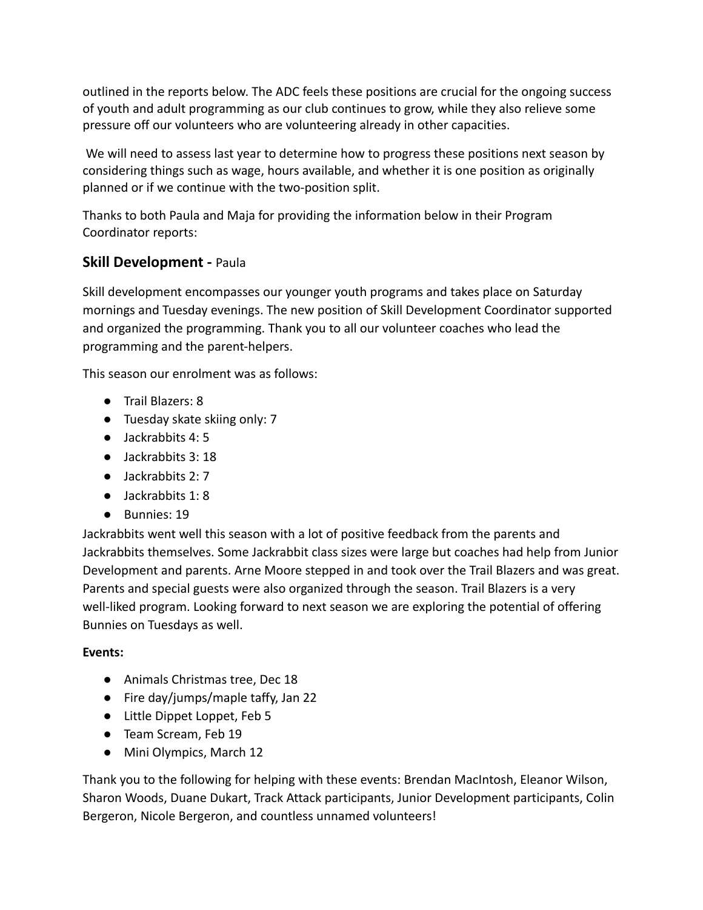outlined in the reports below. The ADC feels these positions are crucial for the ongoing success of youth and adult programming as our club continues to grow, while they also relieve some pressure off our volunteers who are volunteering already in other capacities.

We will need to assess last year to determine how to progress these positions next season by considering things such as wage, hours available, and whether it is one position as originally planned or if we continue with the two-position split.

Thanks to both Paula and Maja for providing the information below in their Program Coordinator reports:

## Skill Development - Paula

Skill development encompasses our younger youth programs and takes place on Saturday mornings and Tuesday evenings. The new position of Skill Development Coordinator supported and organized the programming. Thank you to all our volunteer coaches who lead the programming and the parent-helpers.

This season our enrolment was as follows:

- Trail Blazers: 8
- Tuesday skate skiing only: 7
- Jackrabbits 4: 5
- Jackrabbits 3: 18
- Jackrabbits 2: 7
- Jackrabbits 1: 8
- Bunnies: 19

Jackrabbits went well this season with a lot of positive feedback from the parents and Jackrabbits themselves. Some Jackrabbit class sizes were large but coaches had help from Junior Development and parents. Arne Moore stepped in and took over the Trail Blazers and was great. Parents and special guests were also organized through the season. Trail Blazers is a very well-liked program. Looking forward to next season we are exploring the potential of offering Bunnies on Tuesdays as well.

**Events:**

- Animals Christmas tree, Dec 18
- Fire day/jumps/maple taffy, Jan 22
- Little Dippet Loppet, Feb 5
- Team Scream, Feb 19
- Mini Olympics, March 12

Thank you to the following for helping with these events: Brendan MacIntosh, Eleanor Wilson, Sharon Woods, Duane Dukart, Track Attack participants, Junior Development participants, Colin Bergeron, Nicole Bergeron, and countless unnamed volunteers!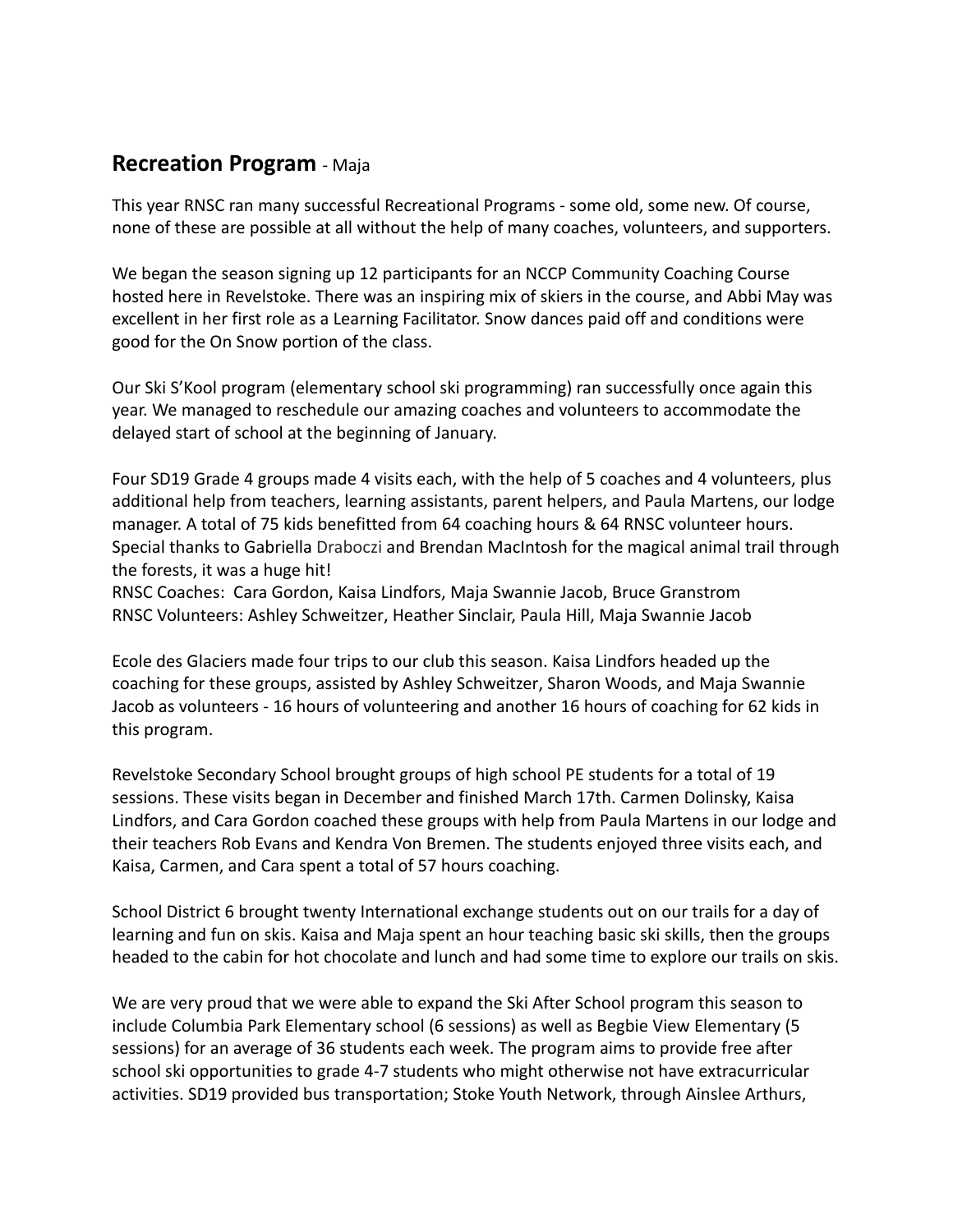## **Recreation Program** - Maja

This year RNSC ran many successful Recreational Programs - some old, some new. Of course, none of these are possible at all without the help of many coaches, volunteers, and supporters.

We began the season signing up 12 participants for an NCCP Community Coaching Course hosted here in Revelstoke. There was an inspiring mix of skiers in the course, and Abbi May was excellent in her first role as a Learning Facilitator. Snow dances paid off and conditions were good for the On Snow portion of the class.

Our Ski S'Kool program (elementary school ski programming) ran successfully once again this year. We managed to reschedule our amazing coaches and volunteers to accommodate the delayed start of school at the beginning of January.

Four SD19 Grade 4 groups made 4 visits each, with the help of 5 coaches and 4 volunteers, plus additional help from teachers, learning assistants, parent helpers, and Paula Martens, our lodge manager. A total of 75 kids benefitted from 64 coaching hours & 64 RNSC volunteer hours. Special thanks to Gabriella Draboczi and Brendan MacIntosh for the magical animal trail through the forests, it was a huge hit!
RNSC Coaches: Cara Gordon, Kaisa Lindfors, Maja Swannie Jacob, Bruce Granstrom
RNSC Volunteers: Ashley Schweitzer, Heather Sinclair, Paula Hill, Maja Swannie Jacob

Ecole des Glaciers made four trips to our club this season. Kaisa Lindfors headed up the coaching for these groups, assisted by Ashley Schweitzer, Sharon Woods, and Maja Swannie Jacob as volunteers - 16 hours of volunteering and another 16 hours of coaching for 62 kids in this program.

Revelstoke Secondary School brought groups of high school PE students for a total of 19 sessions. These visits began in December and finished March 17th. Carmen Dolinsky, Kaisa Lindfors, and Cara Gordon coached these groups with help from Paula Martens in our lodge and their teachers Rob Evans and Kendra Von Bremen. The students enjoyed three visits each, and Kaisa, Carmen, and Cara spent a total of 57 hours coaching.

School District 6 brought twenty International exchange students out on our trails for a day of learning and fun on skis. Kaisa and Maja spent an hour teaching basic ski skills, then the groups headed to the cabin for hot chocolate and lunch and had some time to explore our trails on skis.

We are very proud that we were able to expand the Ski After School program this season to include Columbia Park Elementary school (6 sessions) as well as Begbie View Elementary (5 sessions) for an average of 36 students each week. The program aims to provide free after school ski opportunities to grade 4-7 students who might otherwise not have extracurricular activities. SD19 provided bus transportation; Stoke Youth Network, through Ainslee Arthurs,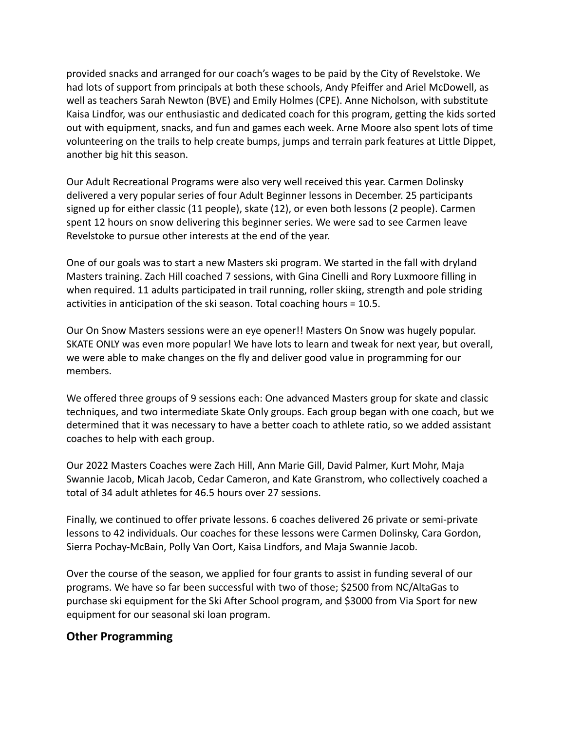provided snacks and arranged for our coach's wages to be paid by the City of Revelstoke. We had lots of support from principals at both these schools, Andy Pfeiffer and Ariel McDowell, as well as teachers Sarah Newton (BVE) and Emily Holmes (CPE). Anne Nicholson, with substitute Kaisa Lindfor, was our enthusiastic and dedicated coach for this program, getting the kids sorted out with equipment, snacks, and fun and games each week. Arne Moore also spent lots of time volunteering on the trails to help create bumps, jumps and terrain park features at Little Dippet, another big hit this season.

Our Adult Recreational Programs were also very well received this year. Carmen Dolinsky delivered a very popular series of four Adult Beginner lessons in December. 25 participants signed up for either classic (11 people), skate (12), or even both lessons (2 people). Carmen spent 12 hours on snow delivering this beginner series. We were sad to see Carmen leave Revelstoke to pursue other interests at the end of the year.

One of our goals was to start a new Masters ski program. We started in the fall with dryland Masters training. Zach Hill coached 7 sessions, with Gina Cinelli and Rory Luxmoore filling in when required. 11 adults participated in trail running, roller skiing, strength and pole striding activities in anticipation of the ski season. Total coaching hours = 10.5.

Our On Snow Masters sessions were an eye opener!! Masters On Snow was hugely popular. SKATE ONLY was even more popular! We have lots to learn and tweak for next year, but overall, we were able to make changes on the fly and deliver good value in programming for our members.

We offered three groups of 9 sessions each: One advanced Masters group for skate and classic techniques, and two intermediate Skate Only groups. Each group began with one coach, but we determined that it was necessary to have a better coach to athlete ratio, so we added assistant coaches to help with each group.

Our 2022 Masters Coaches were Zach Hill, Ann Marie Gill, David Palmer, Kurt Mohr, Maja Swannie Jacob, Micah Jacob, Cedar Cameron, and Kate Granstrom, who collectively coached a total of 34 adult athletes for 46.5 hours over 27 sessions.

Finally, we continued to offer private lessons. 6 coaches delivered 26 private or semi-private lessons to 42 individuals. Our coaches for these lessons were Carmen Dolinsky, Cara Gordon, Sierra Pochay-McBain, Polly Van Oort, Kaisa Lindfors, and Maja Swannie Jacob.

Over the course of the season, we applied for four grants to assist in funding several of our programs. We have so far been successful with two of those; $2500 from NC/AltaGas to purchase ski equipment for the Ski After School program, and $3000 from Via Sport for new equipment for our seasonal ski loan program.

## Other Programming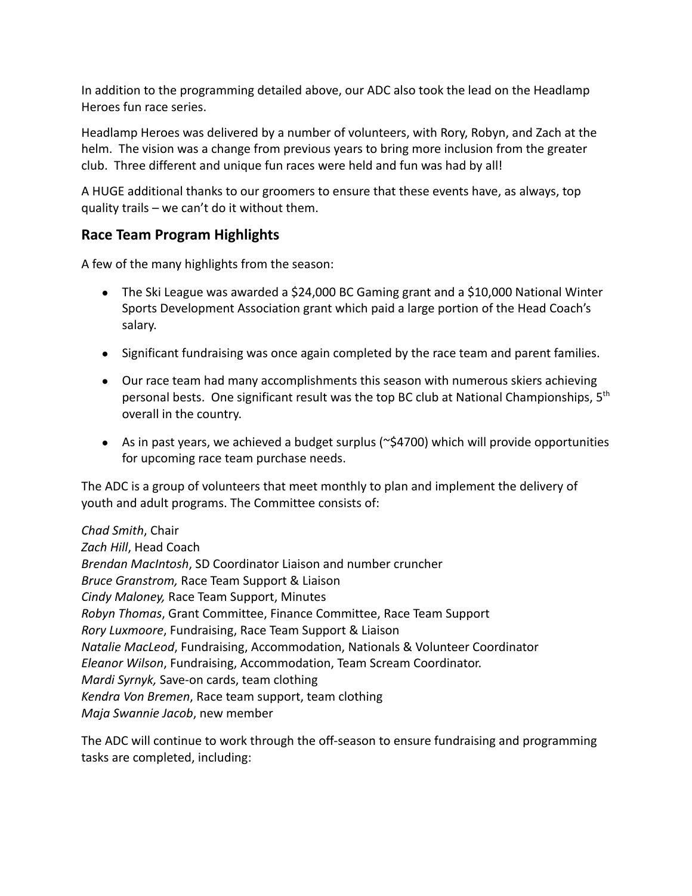In addition to the programming detailed above, our ADC also took the lead on the Headlamp Heroes fun race series.

Headlamp Heroes was delivered by a number of volunteers, with Rory, Robyn, and Zach at the helm. The vision was a change from previous years to bring more inclusion from the greater club. Three different and unique fun races were held and fun was had by all!

A HUGE additional thanks to our groomers to ensure that these events have, as always, top quality trails – we can't do it without them.

## Race Team Program Highlights

A few of the many highlights from the season:

- The Ski League was awarded a $24,000 BC Gaming grant and a $10,000 National Winter Sports Development Association grant which paid a large portion of the Head Coach's salary.
- Significant fundraising was once again completed by the race team and parent families.
- Our race team had many accomplishments this season with numerous skiers achieving personal bests. One significant result was the top BC club at National Championships, 5th overall in the country.
- As in past years, we achieved a budget surplus (~$4700) which will provide opportunities for upcoming race team purchase needs.

The ADC is a group of volunteers that meet monthly to plan and implement the delivery of youth and adult programs. The Committee consists of:

*Chad Smith*, Chair
*Zach Hill*, Head Coach
*Brendan MacIntosh*, SD Coordinator Liaison and number cruncher
*Bruce Granstrom,* Race Team Support & Liaison
*Cindy Maloney,* Race Team Support, Minutes
*Robyn Thomas*, Grant Committee, Finance Committee, Race Team Support
*Rory Luxmoore*, Fundraising, Race Team Support & Liaison
*Natalie MacLeod*, Fundraising, Accommodation, Nationals & Volunteer Coordinator
*Eleanor Wilson*, Fundraising, Accommodation, Team Scream Coordinator.
*Mardi Syrnyk,* Save-on cards, team clothing
*Kendra Von Bremen*, Race team support, team clothing
*Maja Swannie Jacob*, new member

The ADC will continue to work through the off-season to ensure fundraising and programming tasks are completed, including: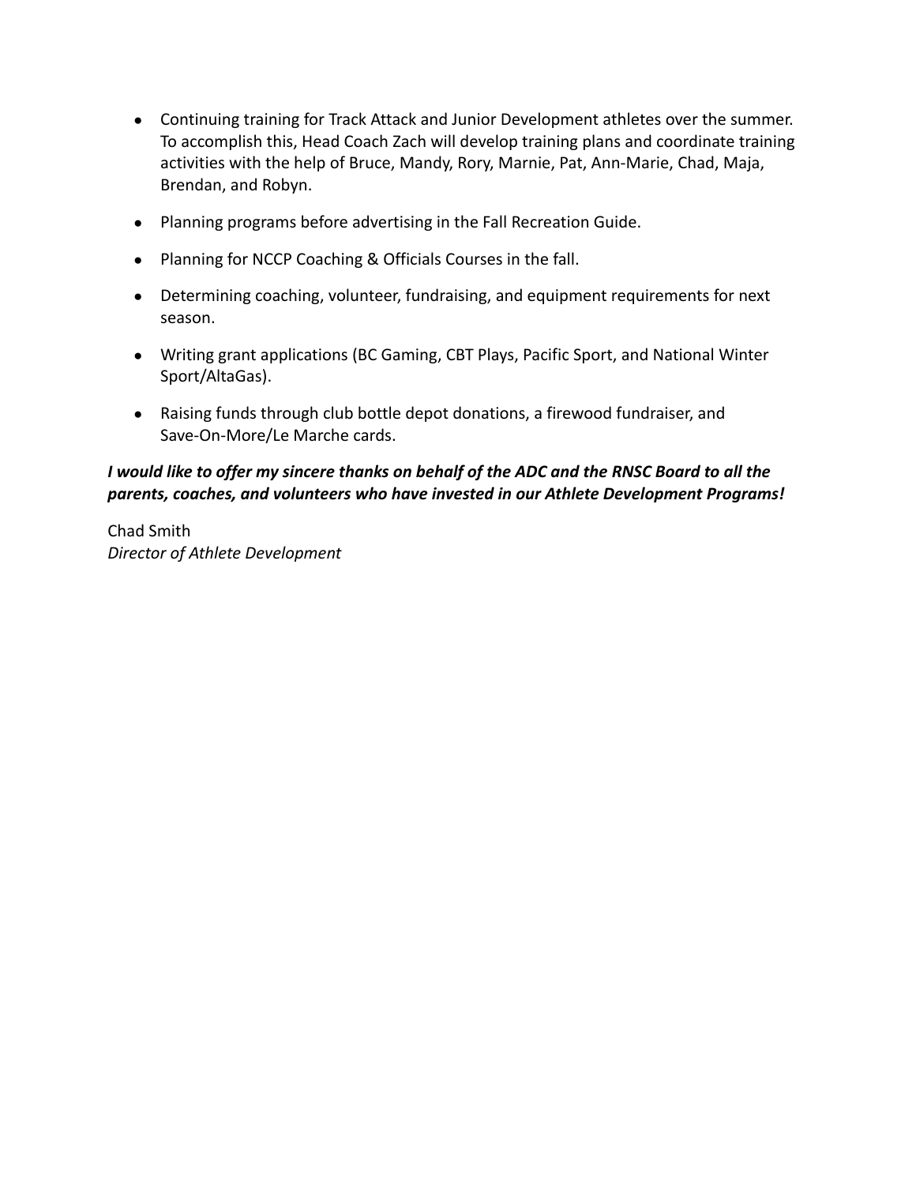- Continuing training for Track Attack and Junior Development athletes over the summer. To accomplish this, Head Coach Zach will develop training plans and coordinate training activities with the help of Bruce, Mandy, Rory, Marnie, Pat, Ann-Marie, Chad, Maja, Brendan, and Robyn.
- Planning programs before advertising in the Fall Recreation Guide.
- Planning for NCCP Coaching & Officials Courses in the fall.
- Determining coaching, volunteer, fundraising, and equipment requirements for next season.
- Writing grant applications (BC Gaming, CBT Plays, Pacific Sport, and National Winter Sport/AltaGas).
- Raising funds through club bottle depot donations, a firewood fundraiser, and Save-On-More/Le Marche cards.

***I would like to offer my sincere thanks on behalf of the ADC and the RNSC Board to all the parents, coaches, and volunteers who have invested in our Athlete Development Programs!***

Chad Smith
*Director of Athlete Development*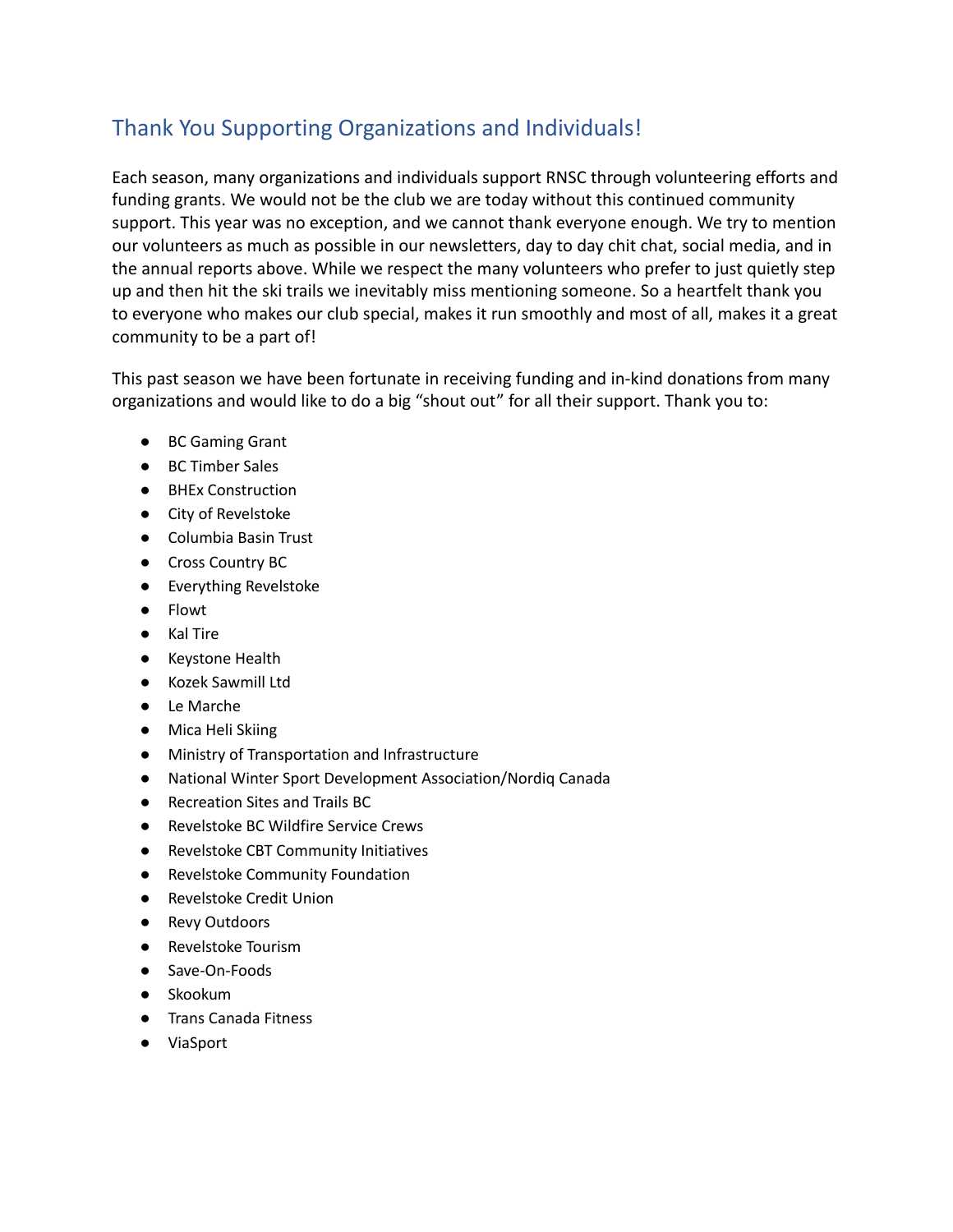## Thank You Supporting Organizations and Individuals!

Each season, many organizations and individuals support RNSC through volunteering efforts and funding grants. We would not be the club we are today without this continued community support. This year was no exception, and we cannot thank everyone enough. We try to mention our volunteers as much as possible in our newsletters, day to day chit chat, social media, and in the annual reports above. While we respect the many volunteers who prefer to just quietly step up and then hit the ski trails we inevitably miss mentioning someone. So a heartfelt thank you to everyone who makes our club special, makes it run smoothly and most of all, makes it a great community to be a part of!

This past season we have been fortunate in receiving funding and in-kind donations from many organizations and would like to do a big "shout out" for all their support. Thank you to:

- BC Gaming Grant
- BC Timber Sales
- BHEx Construction
- City of Revelstoke
- Columbia Basin Trust
- Cross Country BC
- Everything Revelstoke
- Flowt
- Kal Tire
- Keystone Health
- Kozek Sawmill Ltd
- Le Marche
- Mica Heli Skiing
- Ministry of Transportation and Infrastructure
- National Winter Sport Development Association/Nordiq Canada
- Recreation Sites and Trails BC
- Revelstoke BC Wildfire Service Crews
- Revelstoke CBT Community Initiatives
- Revelstoke Community Foundation
- Revelstoke Credit Union
- Revy Outdoors
- Revelstoke Tourism
- Save-On-Foods
- Skookum
- Trans Canada Fitness
- ViaSport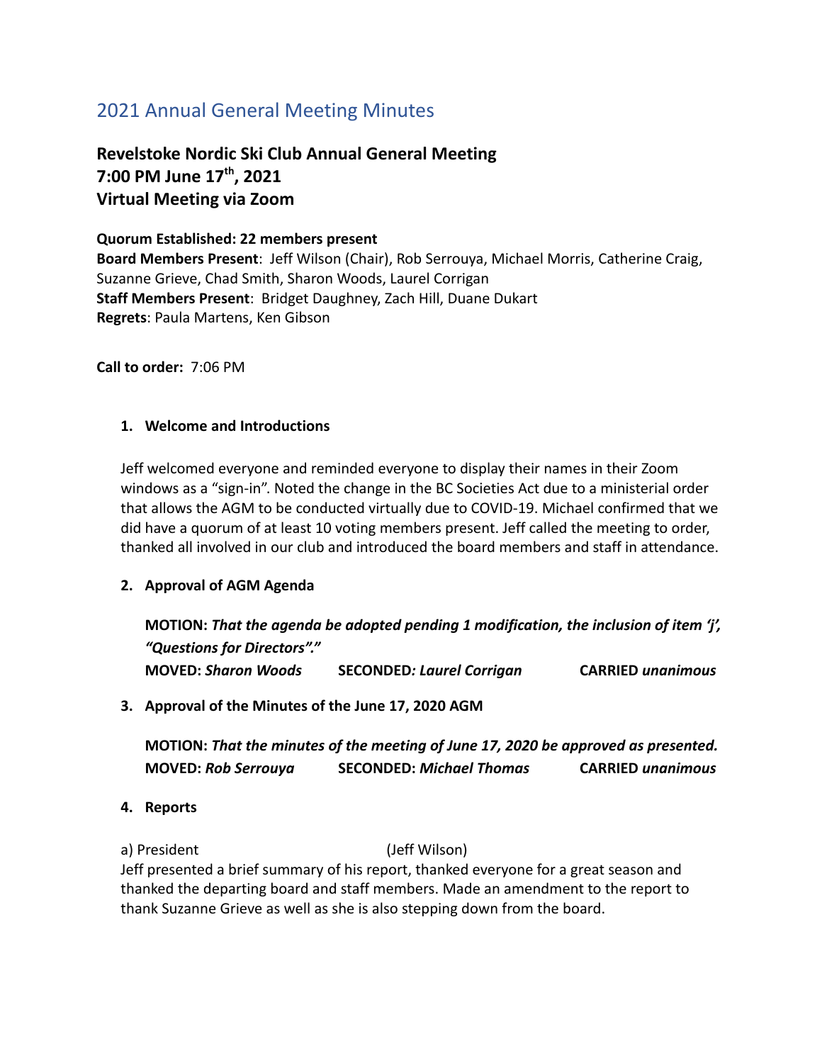# 2021 Annual General Meeting Minutes

**Revelstoke Nordic Ski Club Annual General Meeting**
**7:00 PM June 17th, 2021**
**Virtual Meeting via Zoom**

**Quorum Established: 22 members present**
**Board Members Present**: Jeff Wilson (Chair), Rob Serrouya, Michael Morris, Catherine Craig, Suzanne Grieve, Chad Smith, Sharon Woods, Laurel Corrigan
**Staff Members Present**: Bridget Daughney, Zach Hill, Duane Dukart
**Regrets**: Paula Martens, Ken Gibson

**Call to order:** 7:06 PM

1. **Welcome and Introductions**

Jeff welcomed everyone and reminded everyone to display their names in their Zoom windows as a "sign-in". Noted the change in the BC Societies Act due to a ministerial order that allows the AGM to be conducted virtually due to COVID-19. Michael confirmed that we did have a quorum of at least 10 voting members present. Jeff called the meeting to order, thanked all involved in our club and introduced the board members and staff in attendance.

2. **Approval of AGM Agenda**

**MOTION:** ***That the agenda be adopted pending 1 modification, the inclusion of item 'j', "Questions for Directors"."***
**MOVED:** ***Sharon Woods*** **SECONDED:** ***Laurel Corrigan*** **CARRIED** *unanimous*

3. **Approval of the Minutes of the June 17, 2020 AGM**

**MOTION:** ***That the minutes of the meeting of June 17, 2020 be approved as presented.***
**MOVED:** ***Rob Serrouya*** **SECONDED:** ***Michael Thomas*** **CARRIED** *unanimous*

4. **Reports**

a) President (Jeff Wilson)
Jeff presented a brief summary of his report, thanked everyone for a great season and thanked the departing board and staff members. Made an amendment to the report to thank Suzanne Grieve as well as she is also stepping down from the board.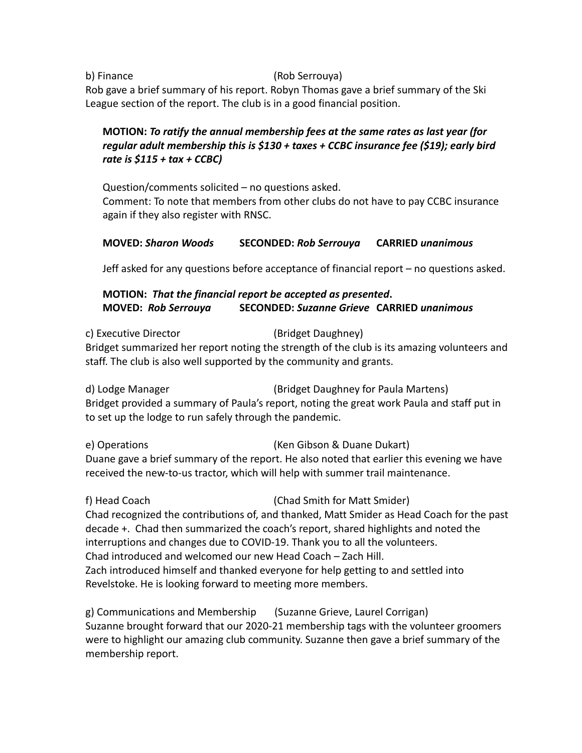b) Finance (Rob Serrouya)

Rob gave a brief summary of his report. Robyn Thomas gave a brief summary of the Ski League section of the report. The club is in a good financial position.

**MOTION:** ***To ratify the annual membership fees at the same rates as last year (for regular adult membership this is $130 + taxes + CCBC insurance fee ($19); early bird rate is $115 + tax + CCBC)***

Question/comments solicited – no questions asked.
Comment: To note that members from other clubs do not have to pay CCBC insurance again if they also register with RNSC.

**MOVED:** ***Sharon Woods*** **SECONDED:** ***Rob Serrouya*** **CARRIED** ***unanimous***

Jeff asked for any questions before acceptance of financial report – no questions asked.

**MOTION:** ***That the financial report be accepted as presented*****.**
**MOVED:** ***Rob Serrouya*** **SECONDED:** ***Suzanne Grieve*** **CARRIED** ***unanimous***

c) Executive Director (Bridget Daughney)

Bridget summarized her report noting the strength of the club is its amazing volunteers and staff. The club is also well supported by the community and grants.

d) Lodge Manager (Bridget Daughney for Paula Martens)

Bridget provided a summary of Paula's report, noting the great work Paula and staff put in to set up the lodge to run safely through the pandemic.

e) Operations (Ken Gibson & Duane Dukart)

Duane gave a brief summary of the report. He also noted that earlier this evening we have received the new-to-us tractor, which will help with summer trail maintenance.

f) Head Coach (Chad Smith for Matt Smider)

Chad recognized the contributions of, and thanked, Matt Smider as Head Coach for the past decade +. Chad then summarized the coach's report, shared highlights and noted the interruptions and changes due to COVID-19. Thank you to all the volunteers.
Chad introduced and welcomed our new Head Coach – Zach Hill.
Zach introduced himself and thanked everyone for help getting to and settled into Revelstoke. He is looking forward to meeting more members.

g) Communications and Membership (Suzanne Grieve, Laurel Corrigan)

Suzanne brought forward that our 2020-21 membership tags with the volunteer groomers were to highlight our amazing club community. Suzanne then gave a brief summary of the membership report.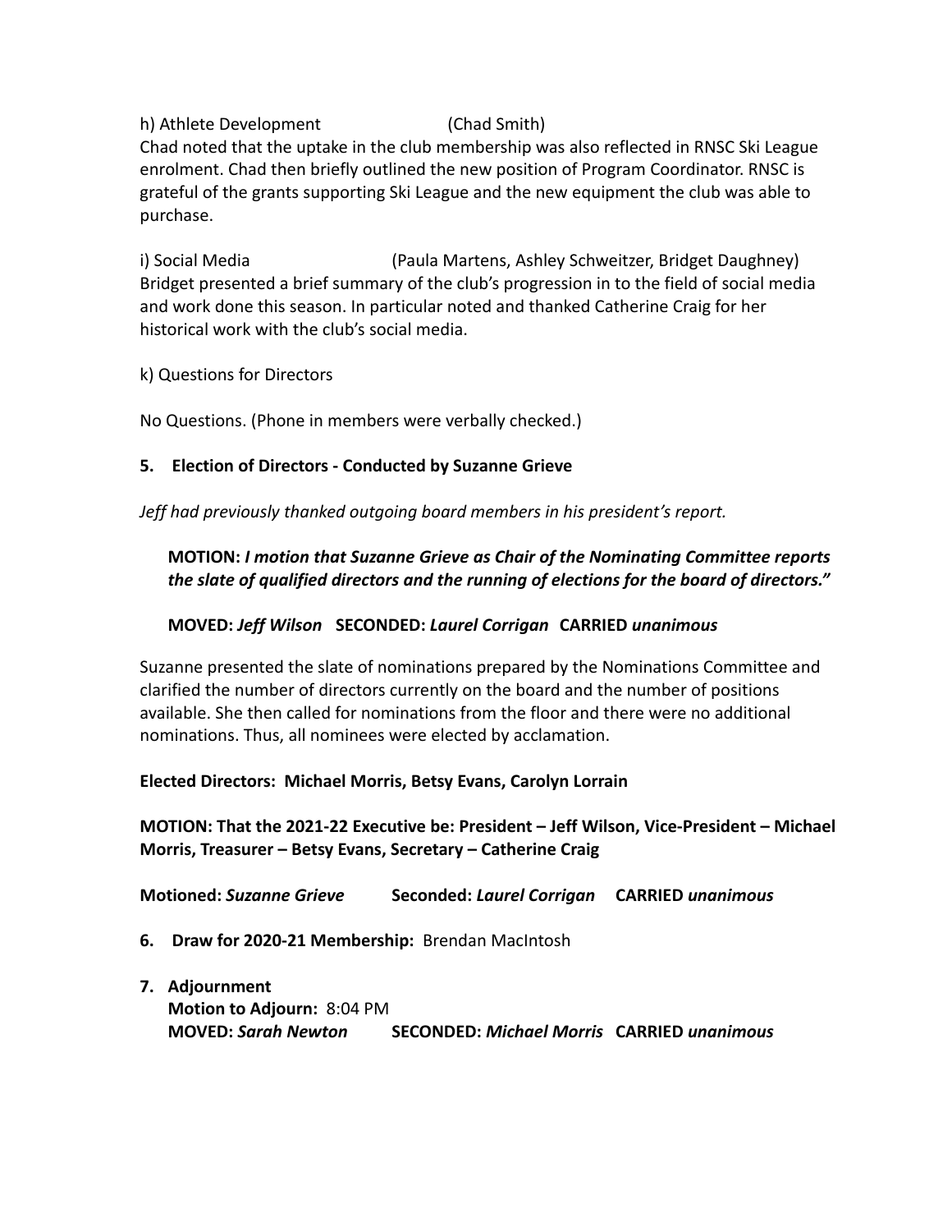h) Athlete Development (Chad Smith)

Chad noted that the uptake in the club membership was also reflected in RNSC Ski League enrolment. Chad then briefly outlined the new position of Program Coordinator. RNSC is grateful of the grants supporting Ski League and the new equipment the club was able to purchase.

i) Social Media (Paula Martens, Ashley Schweitzer, Bridget Daughney)

Bridget presented a brief summary of the club's progression in to the field of social media and work done this season. In particular noted and thanked Catherine Craig for her historical work with the club's social media.

k) Questions for Directors

No Questions. (Phone in members were verbally checked.)

**5. Election of Directors - Conducted by Suzanne Grieve**

*Jeff had previously thanked outgoing board members in his president's report.*

> **MOTION:** ***I motion that Suzanne Grieve as Chair of the Nominating Committee reports the slate of qualified directors and the running of elections for the board of directors."***
>
> **MOVED:** ***Jeff Wilson*** **SECONDED:** ***Laurel Corrigan*** **CARRIED** ***unanimous***

Suzanne presented the slate of nominations prepared by the Nominations Committee and clarified the number of directors currently on the board and the number of positions available. She then called for nominations from the floor and there were no additional nominations. Thus, all nominees were elected by acclamation.

**Elected Directors: Michael Morris, Betsy Evans, Carolyn Lorrain**

**MOTION: That the 2021-22 Executive be: President – Jeff Wilson, Vice-President – Michael Morris, Treasurer – Betsy Evans, Secretary – Catherine Craig**

**Motioned:** ***Suzanne Grieve*** **Seconded:** ***Laurel Corrigan*** **CARRIED** ***unanimous***

**6. Draw for 2020-21 Membership:** Brendan MacIntosh

**7. Adjournment**

**Motion to Adjourn:** 8:04 PM
**MOVED:** ***Sarah Newton*** **SECONDED:** ***Michael Morris*** **CARRIED** ***unanimous***